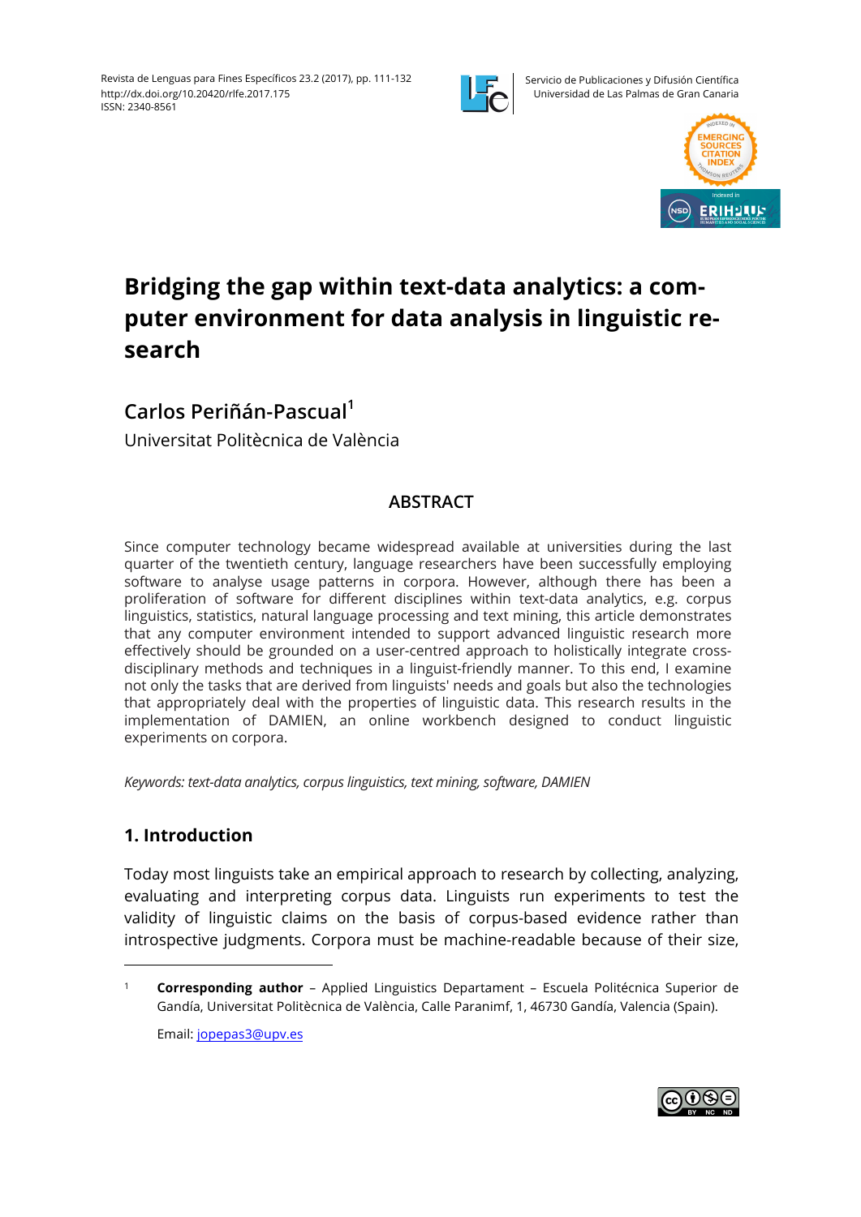# Bridging the gap within text-data analytics: a computer environment for data analysis in linguistic research

## Carlos Periñán-Pascual[1]

Universitat Politècnica de València

### ABSTRACT

Since computer technology became widespread available at universities during the last quarter of the twentieth century, language researchers have been successfully employing software to analyse usage patterns in corpora. However, although there has been a proliferation of software for different disciplines within text-data analytics, e.g. corpus linguistics, statistics, natural language processing and text mining, this article demonstrates that any computer environment intended to support advanced linguistic research more effectively should be grounded on a user-centred approach to holistically integrate cross-disciplinary methods and techniques in a linguist-friendly manner. To this end, I examine not only the tasks that are derived from linguists' needs and goals but also the technologies that appropriately deal with the properties of linguistic data. This research results in the implementation of DAMIEN, an online workbench designed to conduct linguistic experiments on corpora.

*Keywords: text-data analytics, corpus linguistics, text mining, software, DAMIEN*

## 1. Introduction

Today most linguists take an empirical approach to research by collecting, analyzing, evaluating and interpreting corpus data. Linguists run experiments to test the validity of linguistic claims on the basis of corpus-based evidence rather than introspective judgments. Corpora must be machine-readable because of their size,

---

[1] **Corresponding author** – Applied Linguistics Departament – Escuela Politécnica Superior de Gandía, Universitat Politècnica de València, Calle Paranimf, 1, 46730 Gandía, Valencia (Spain).

Email: jopepas3@upv.es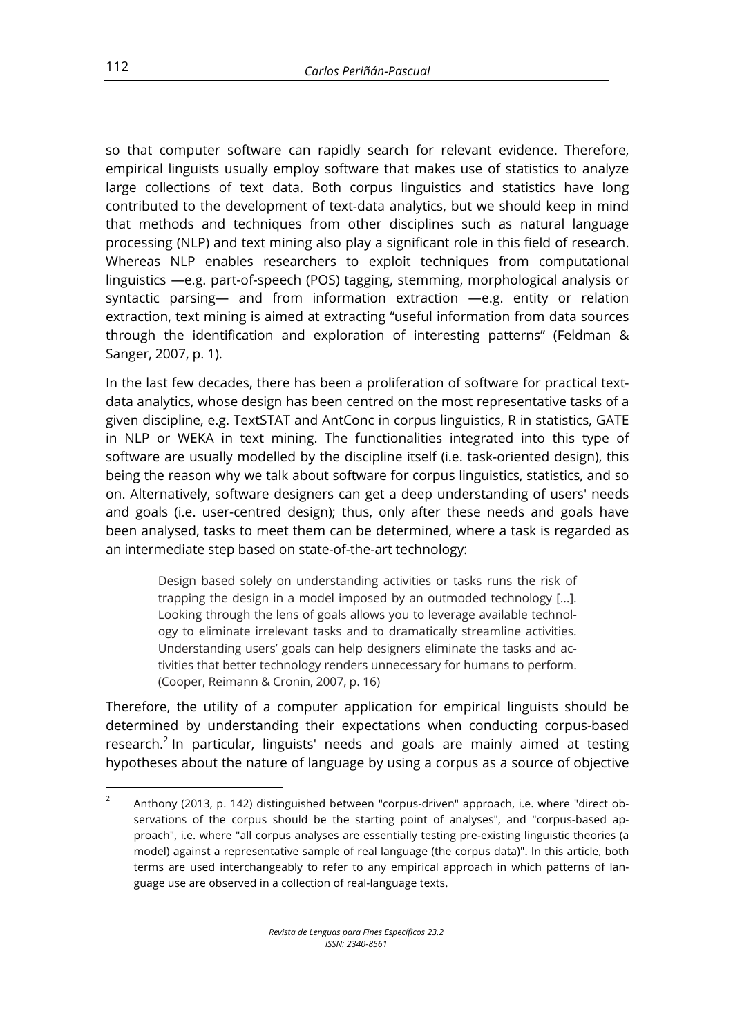so that computer software can rapidly search for relevant evidence. Therefore, empirical linguists usually employ software that makes use of statistics to analyze large collections of text data. Both corpus linguistics and statistics have long contributed to the development of text-data analytics, but we should keep in mind that methods and techniques from other disciplines such as natural language processing (NLP) and text mining also play a significant role in this field of research. Whereas NLP enables researchers to exploit techniques from computational linguistics —e.g. part-of-speech (POS) tagging, stemming, morphological analysis or syntactic parsing— and from information extraction —e.g. entity or relation extraction, text mining is aimed at extracting "useful information from data sources through the identification and exploration of interesting patterns" (Feldman & Sanger, 2007, p. 1).

In the last few decades, there has been a proliferation of software for practical text-data analytics, whose design has been centred on the most representative tasks of a given discipline, e.g. TextSTAT and AntConc in corpus linguistics, R in statistics, GATE in NLP or WEKA in text mining. The functionalities integrated into this type of software are usually modelled by the discipline itself (i.e. task-oriented design), this being the reason why we talk about software for corpus linguistics, statistics, and so on. Alternatively, software designers can get a deep understanding of users' needs and goals (i.e. user-centred design); thus, only after these needs and goals have been analysed, tasks to meet them can be determined, where a task is regarded as an intermediate step based on state-of-the-art technology:

> Design based solely on understanding activities or tasks runs the risk of trapping the design in a model imposed by an outmoded technology [...]. Looking through the lens of goals allows you to leverage available technology to eliminate irrelevant tasks and to dramatically streamline activities. Understanding users' goals can help designers eliminate the tasks and activities that better technology renders unnecessary for humans to perform. (Cooper, Reimann & Cronin, 2007, p. 16)

Therefore, the utility of a computer application for empirical linguists should be determined by understanding their expectations when conducting corpus-based research.[2] In particular, linguists' needs and goals are mainly aimed at testing hypotheses about the nature of language by using a corpus as a source of objective

---

[2] Anthony (2013, p. 142) distinguished between "corpus-driven" approach, i.e. where "direct observations of the corpus should be the starting point of analyses", and "corpus-based approach", i.e. where "all corpus analyses are essentially testing pre-existing linguistic theories (a model) against a representative sample of real language (the corpus data)". In this article, both terms are used interchangeably to refer to any empirical approach in which patterns of language use are observed in a collection of real-language texts.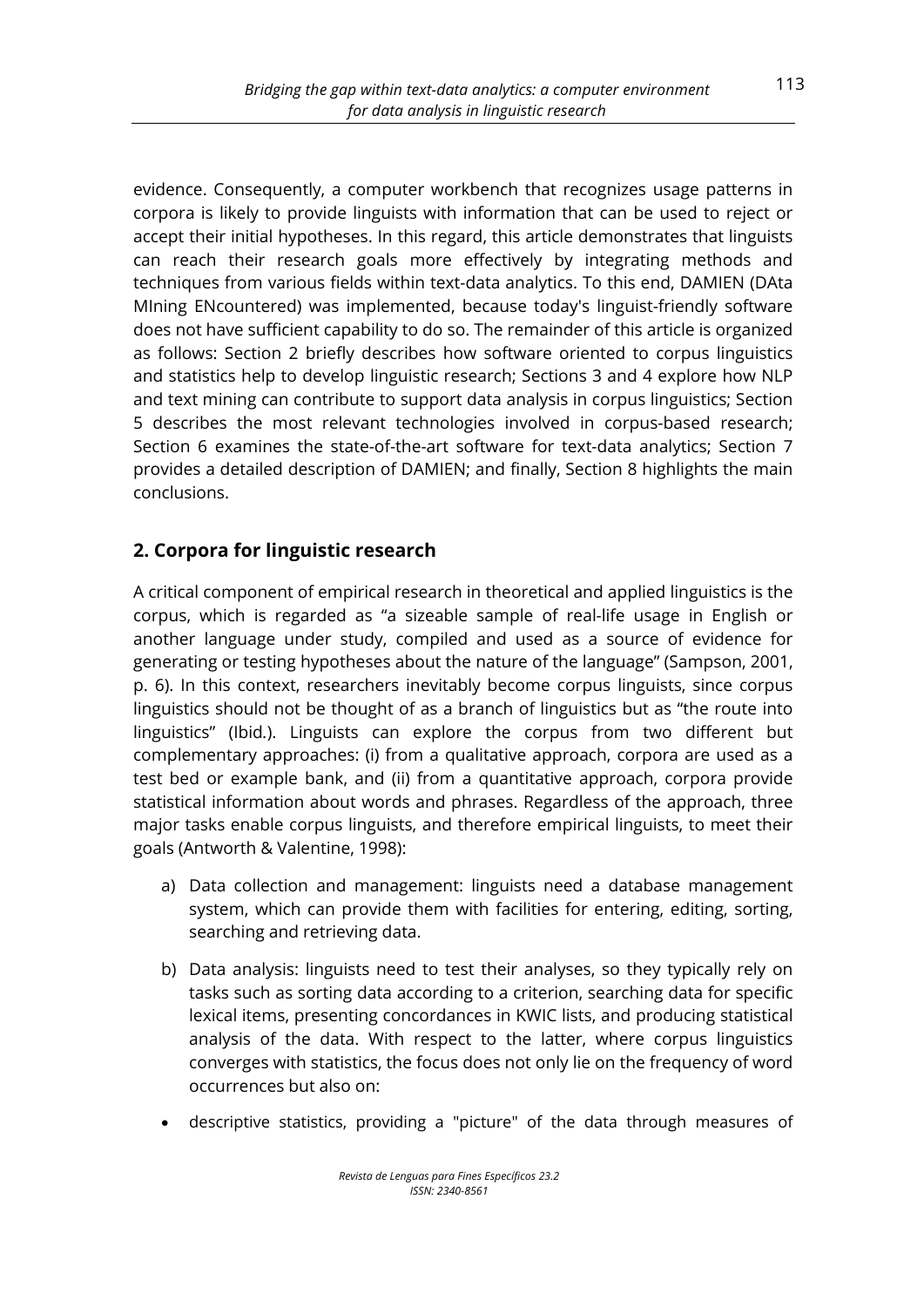evidence. Consequently, a computer workbench that recognizes usage patterns in corpora is likely to provide linguists with information that can be used to reject or accept their initial hypotheses. In this regard, this article demonstrates that linguists can reach their research goals more effectively by integrating methods and techniques from various fields within text-data analytics. To this end, DAMIEN (DAta MIning ENcountered) was implemented, because today's linguist-friendly software does not have sufficient capability to do so. The remainder of this article is organized as follows: Section 2 briefly describes how software oriented to corpus linguistics and statistics help to develop linguistic research; Sections 3 and 4 explore how NLP and text mining can contribute to support data analysis in corpus linguistics; Section 5 describes the most relevant technologies involved in corpus-based research; Section 6 examines the state-of-the-art software for text-data analytics; Section 7 provides a detailed description of DAMIEN; and finally, Section 8 highlights the main conclusions.

## 2. Corpora for linguistic research

A critical component of empirical research in theoretical and applied linguistics is the corpus, which is regarded as "a sizeable sample of real-life usage in English or another language under study, compiled and used as a source of evidence for generating or testing hypotheses about the nature of the language" (Sampson, 2001, p. 6). In this context, researchers inevitably become corpus linguists, since corpus linguistics should not be thought of as a branch of linguistics but as "the route into linguistics" (Ibid.). Linguists can explore the corpus from two different but complementary approaches: (i) from a qualitative approach, corpora are used as a test bed or example bank, and (ii) from a quantitative approach, corpora provide statistical information about words and phrases. Regardless of the approach, three major tasks enable corpus linguists, and therefore empirical linguists, to meet their goals (Antworth & Valentine, 1998):

a) Data collection and management: linguists need a database management system, which can provide them with facilities for entering, editing, sorting, searching and retrieving data.

b) Data analysis: linguists need to test their analyses, so they typically rely on tasks such as sorting data according to a criterion, searching data for specific lexical items, presenting concordances in KWIC lists, and producing statistical analysis of the data. With respect to the latter, where corpus linguistics converges with statistics, the focus does not only lie on the frequency of word occurrences but also on:

- descriptive statistics, providing a "picture" of the data through measures of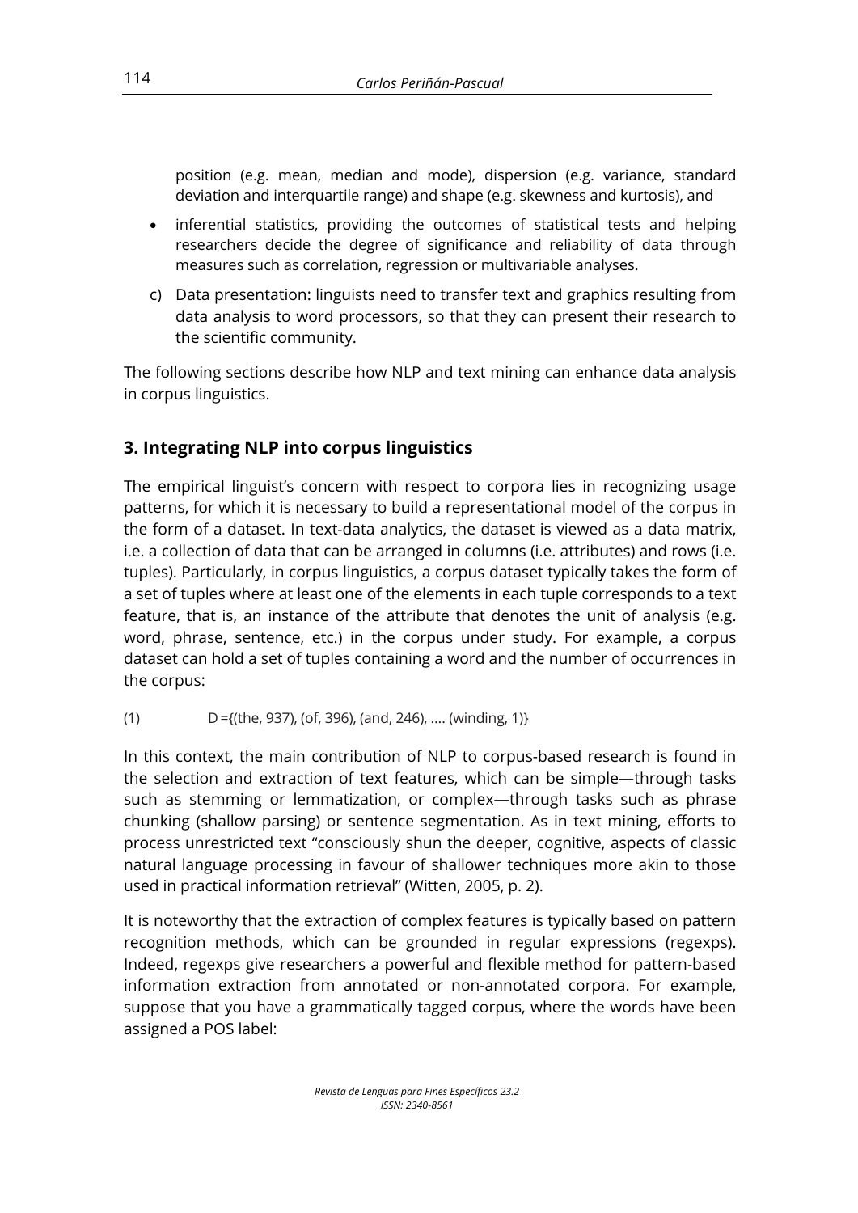position (e.g. mean, median and mode), dispersion (e.g. variance, standard deviation and interquartile range) and shape (e.g. skewness and kurtosis), and

- inferential statistics, providing the outcomes of statistical tests and helping researchers decide the degree of significance and reliability of data through measures such as correlation, regression or multivariable analyses.

c) Data presentation: linguists need to transfer text and graphics resulting from data analysis to word processors, so that they can present their research to the scientific community.

The following sections describe how NLP and text mining can enhance data analysis in corpus linguistics.

## 3. Integrating NLP into corpus linguistics

The empirical linguist's concern with respect to corpora lies in recognizing usage patterns, for which it is necessary to build a representational model of the corpus in the form of a dataset. In text-data analytics, the dataset is viewed as a data matrix, i.e. a collection of data that can be arranged in columns (i.e. attributes) and rows (i.e. tuples). Particularly, in corpus linguistics, a corpus dataset typically takes the form of a set of tuples where at least one of the elements in each tuple corresponds to a text feature, that is, an instance of the attribute that denotes the unit of analysis (e.g. word, phrase, sentence, etc.) in the corpus under study. For example, a corpus dataset can hold a set of tuples containing a word and the number of occurrences in the corpus:

(1) D ={(the, 937), (of, 396), (and, 246), .... (winding, 1)}

In this context, the main contribution of NLP to corpus-based research is found in the selection and extraction of text features, which can be simple—through tasks such as stemming or lemmatization, or complex—through tasks such as phrase chunking (shallow parsing) or sentence segmentation. As in text mining, efforts to process unrestricted text "consciously shun the deeper, cognitive, aspects of classic natural language processing in favour of shallower techniques more akin to those used in practical information retrieval" (Witten, 2005, p. 2).

It is noteworthy that the extraction of complex features is typically based on pattern recognition methods, which can be grounded in regular expressions (regexps). Indeed, regexps give researchers a powerful and flexible method for pattern-based information extraction from annotated or non-annotated corpora. For example, suppose that you have a grammatically tagged corpus, where the words have been assigned a POS label: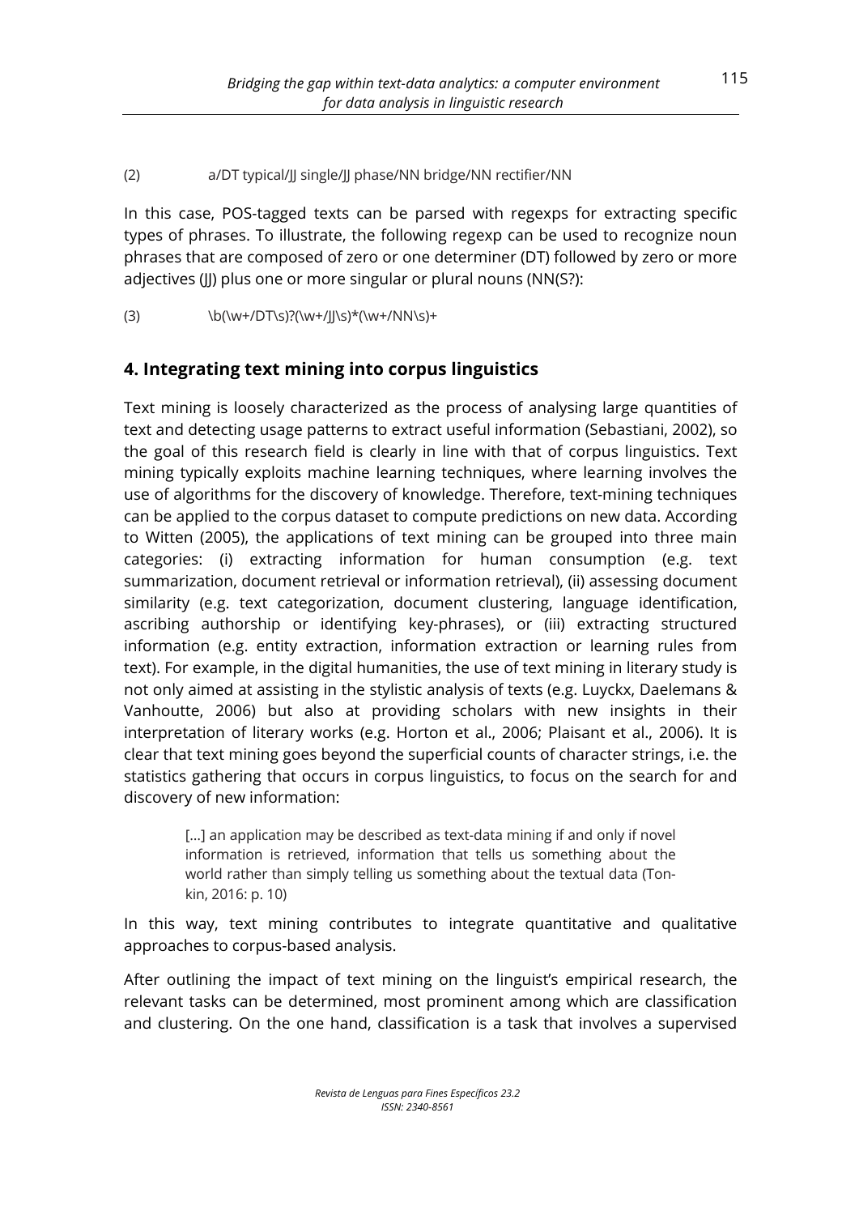(2) a/DT typical/JJ single/JJ phase/NN bridge/NN rectifier/NN

In this case, POS-tagged texts can be parsed with regexps for extracting specific types of phrases. To illustrate, the following regexp can be used to recognize noun phrases that are composed of zero or one determiner (DT) followed by zero or more adjectives (JJ) plus one or more singular or plural nouns (NN(S?):

(3) \b(\w+/DT\s)?(\w+/JJ\s)*(\w+/NN\s)+

## 4. Integrating text mining into corpus linguistics

Text mining is loosely characterized as the process of analysing large quantities of text and detecting usage patterns to extract useful information (Sebastiani, 2002), so the goal of this research field is clearly in line with that of corpus linguistics. Text mining typically exploits machine learning techniques, where learning involves the use of algorithms for the discovery of knowledge. Therefore, text-mining techniques can be applied to the corpus dataset to compute predictions on new data. According to Witten (2005), the applications of text mining can be grouped into three main categories: (i) extracting information for human consumption (e.g. text summarization, document retrieval or information retrieval), (ii) assessing document similarity (e.g. text categorization, document clustering, language identification, ascribing authorship or identifying key-phrases), or (iii) extracting structured information (e.g. entity extraction, information extraction or learning rules from text). For example, in the digital humanities, the use of text mining in literary study is not only aimed at assisting in the stylistic analysis of texts (e.g. Luyckx, Daelemans & Vanhoutte, 2006) but also at providing scholars with new insights in their interpretation of literary works (e.g. Horton et al., 2006; Plaisant et al., 2006). It is clear that text mining goes beyond the superficial counts of character strings, i.e. the statistics gathering that occurs in corpus linguistics, to focus on the search for and discovery of new information:

> [...] an application may be described as text-data mining if and only if novel information is retrieved, information that tells us something about the world rather than simply telling us something about the textual data (Tonkin, 2016: p. 10)

In this way, text mining contributes to integrate quantitative and qualitative approaches to corpus-based analysis.

After outlining the impact of text mining on the linguist's empirical research, the relevant tasks can be determined, most prominent among which are classification and clustering. On the one hand, classification is a task that involves a supervised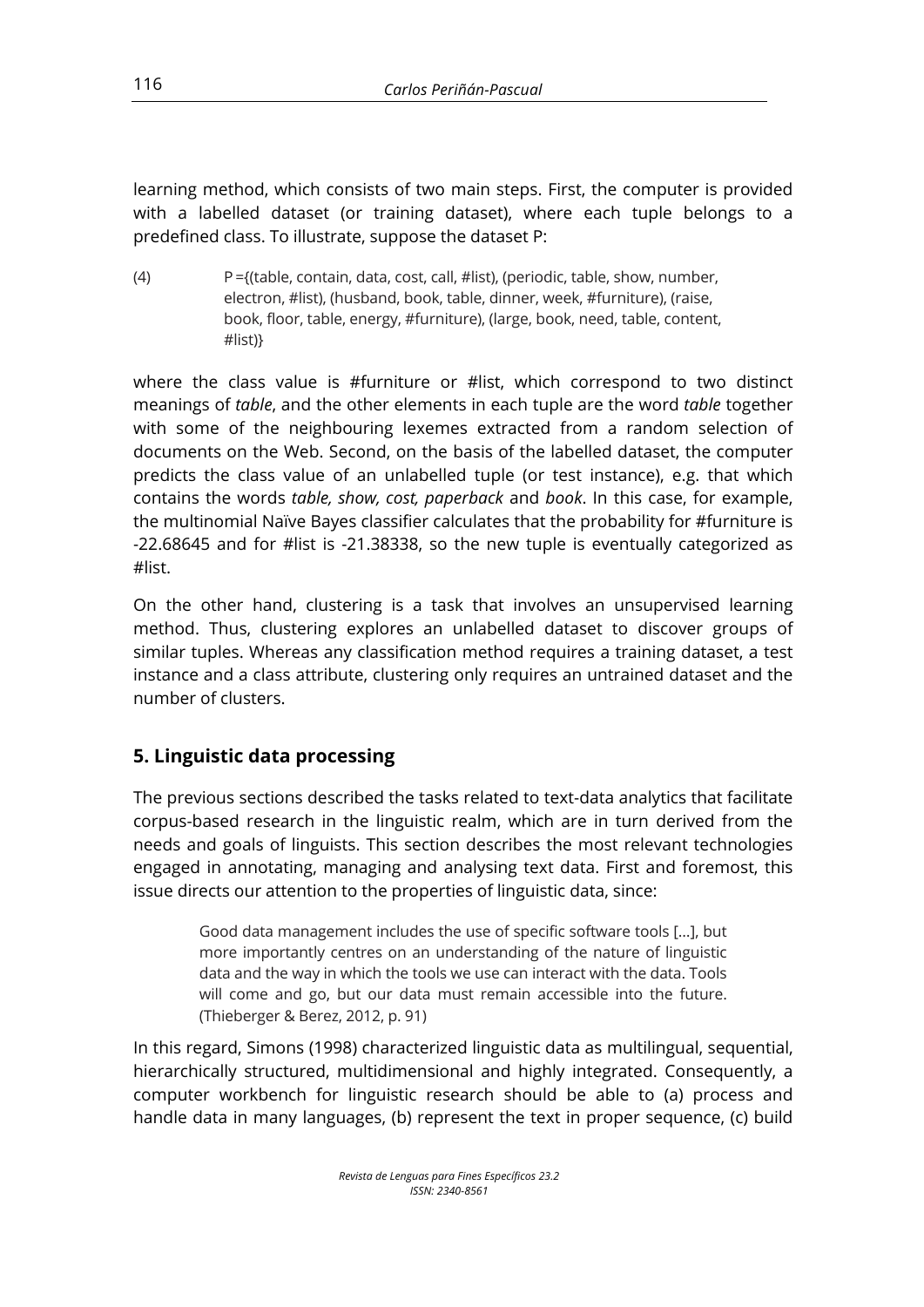learning method, which consists of two main steps. First, the computer is provided with a labelled dataset (or training dataset), where each tuple belongs to a predefined class. To illustrate, suppose the dataset P:

(4) P ={(table, contain, data, cost, call, #list), (periodic, table, show, number, electron, #list), (husband, book, table, dinner, week, #furniture), (raise, book, floor, table, energy, #furniture), (large, book, need, table, content, #list)}

where the class value is #furniture or #list, which correspond to two distinct meanings of *table*, and the other elements in each tuple are the word *table* together with some of the neighbouring lexemes extracted from a random selection of documents on the Web. Second, on the basis of the labelled dataset, the computer predicts the class value of an unlabelled tuple (or test instance), e.g. that which contains the words *table, show, cost, paperback* and *book*. In this case, for example, the multinomial Naïve Bayes classifier calculates that the probability for #furniture is -22.68645 and for #list is -21.38338, so the new tuple is eventually categorized as #list.

On the other hand, clustering is a task that involves an unsupervised learning method. Thus, clustering explores an unlabelled dataset to discover groups of similar tuples. Whereas any classification method requires a training dataset, a test instance and a class attribute, clustering only requires an untrained dataset and the number of clusters.

## 5. Linguistic data processing

The previous sections described the tasks related to text-data analytics that facilitate corpus-based research in the linguistic realm, which are in turn derived from the needs and goals of linguists. This section describes the most relevant technologies engaged in annotating, managing and analysing text data. First and foremost, this issue directs our attention to the properties of linguistic data, since:

> Good data management includes the use of specific software tools [...], but more importantly centres on an understanding of the nature of linguistic data and the way in which the tools we use can interact with the data. Tools will come and go, but our data must remain accessible into the future. (Thieberger & Berez, 2012, p. 91)

In this regard, Simons (1998) characterized linguistic data as multilingual, sequential, hierarchically structured, multidimensional and highly integrated. Consequently, a computer workbench for linguistic research should be able to (a) process and handle data in many languages, (b) represent the text in proper sequence, (c) build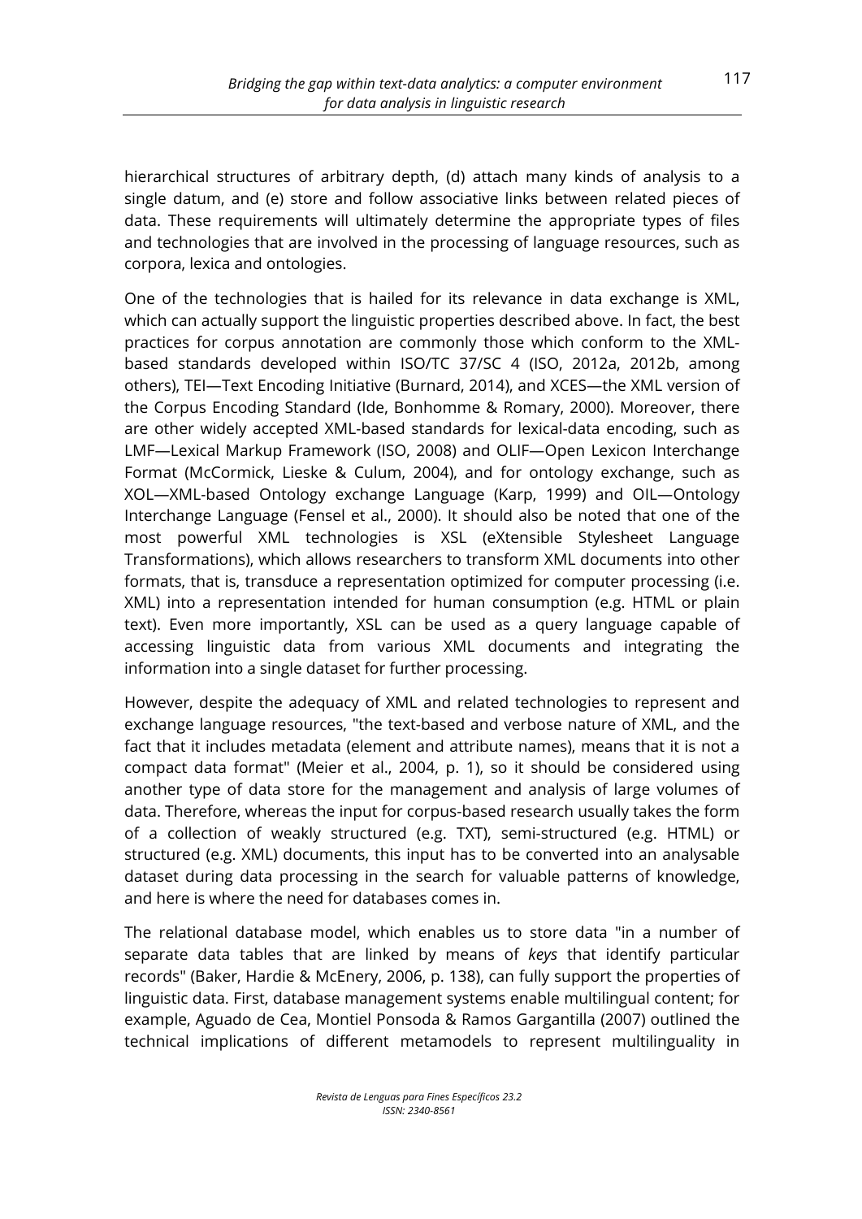hierarchical structures of arbitrary depth, (d) attach many kinds of analysis to a single datum, and (e) store and follow associative links between related pieces of data. These requirements will ultimately determine the appropriate types of files and technologies that are involved in the processing of language resources, such as corpora, lexica and ontologies.

One of the technologies that is hailed for its relevance in data exchange is XML, which can actually support the linguistic properties described above. In fact, the best practices for corpus annotation are commonly those which conform to the XML-based standards developed within ISO/TC 37/SC 4 (ISO, 2012a, 2012b, among others), TEI—Text Encoding Initiative (Burnard, 2014), and XCES—the XML version of the Corpus Encoding Standard (Ide, Bonhomme & Romary, 2000). Moreover, there are other widely accepted XML-based standards for lexical-data encoding, such as LMF—Lexical Markup Framework (ISO, 2008) and OLIF—Open Lexicon Interchange Format (McCormick, Lieske & Culum, 2004), and for ontology exchange, such as XOL—XML-based Ontology exchange Language (Karp, 1999) and OIL—Ontology Interchange Language (Fensel et al., 2000). It should also be noted that one of the most powerful XML technologies is XSL (eXtensible Stylesheet Language Transformations), which allows researchers to transform XML documents into other formats, that is, transduce a representation optimized for computer processing (i.e. XML) into a representation intended for human consumption (e.g. HTML or plain text). Even more importantly, XSL can be used as a query language capable of accessing linguistic data from various XML documents and integrating the information into a single dataset for further processing.

However, despite the adequacy of XML and related technologies to represent and exchange language resources, "the text-based and verbose nature of XML, and the fact that it includes metadata (element and attribute names), means that it is not a compact data format" (Meier et al., 2004, p. 1), so it should be considered using another type of data store for the management and analysis of large volumes of data. Therefore, whereas the input for corpus-based research usually takes the form of a collection of weakly structured (e.g. TXT), semi-structured (e.g. HTML) or structured (e.g. XML) documents, this input has to be converted into an analysable dataset during data processing in the search for valuable patterns of knowledge, and here is where the need for databases comes in.

The relational database model, which enables us to store data "in a number of separate data tables that are linked by means of *keys* that identify particular records" (Baker, Hardie & McEnery, 2006, p. 138), can fully support the properties of linguistic data. First, database management systems enable multilingual content; for example, Aguado de Cea, Montiel Ponsoda & Ramos Gargantilla (2007) outlined the technical implications of different metamodels to represent multilinguality in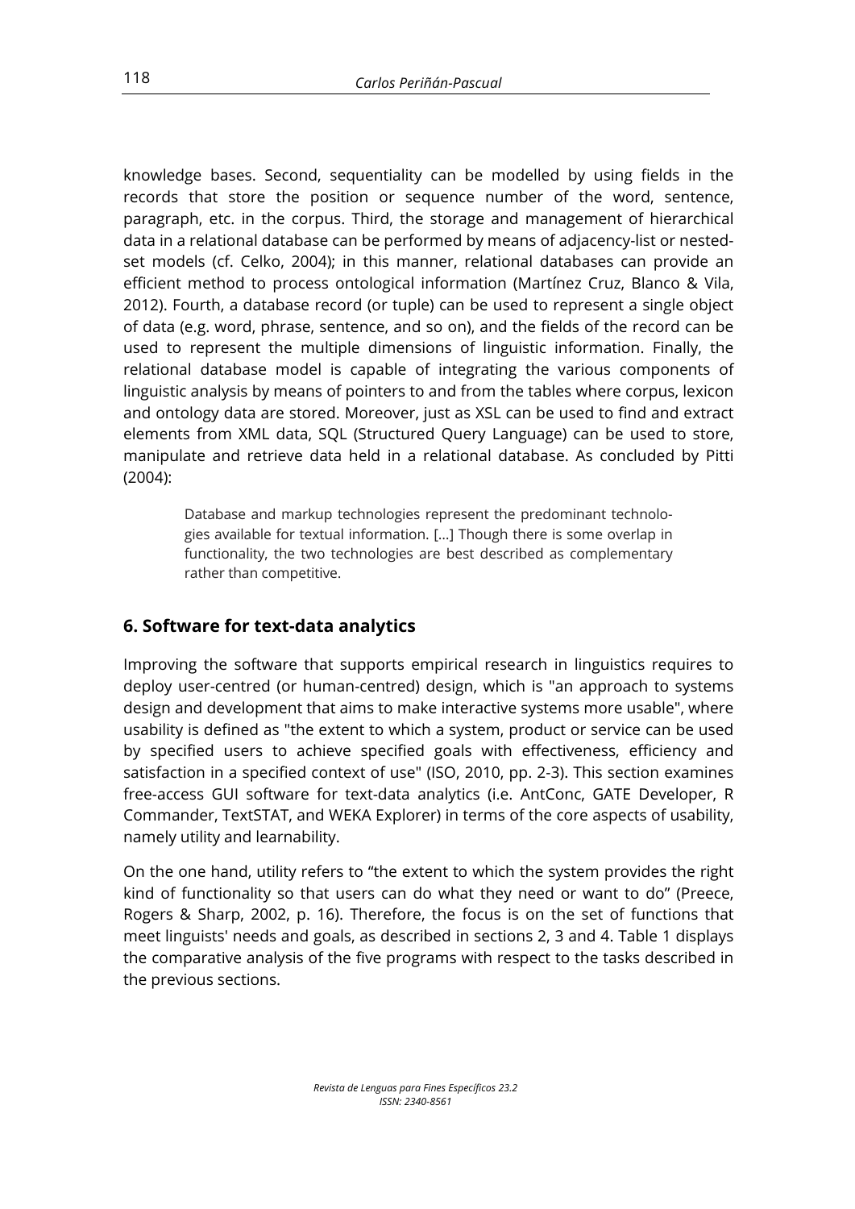knowledge bases. Second, sequentiality can be modelled by using fields in the records that store the position or sequence number of the word, sentence, paragraph, etc. in the corpus. Third, the storage and management of hierarchical data in a relational database can be performed by means of adjacency-list or nested-set models (cf. Celko, 2004); in this manner, relational databases can provide an efficient method to process ontological information (Martínez Cruz, Blanco & Vila, 2012). Fourth, a database record (or tuple) can be used to represent a single object of data (e.g. word, phrase, sentence, and so on), and the fields of the record can be used to represent the multiple dimensions of linguistic information. Finally, the relational database model is capable of integrating the various components of linguistic analysis by means of pointers to and from the tables where corpus, lexicon and ontology data are stored. Moreover, just as XSL can be used to find and extract elements from XML data, SQL (Structured Query Language) can be used to store, manipulate and retrieve data held in a relational database. As concluded by Pitti (2004):

> Database and markup technologies represent the predominant technologies available for textual information. [...] Though there is some overlap in functionality, the two technologies are best described as complementary rather than competitive.

## 6. Software for text-data analytics

Improving the software that supports empirical research in linguistics requires to deploy user-centred (or human-centred) design, which is "an approach to systems design and development that aims to make interactive systems more usable", where usability is defined as "the extent to which a system, product or service can be used by specified users to achieve specified goals with effectiveness, efficiency and satisfaction in a specified context of use" (ISO, 2010, pp. 2-3). This section examines free-access GUI software for text-data analytics (i.e. AntConc, GATE Developer, R Commander, TextSTAT, and WEKA Explorer) in terms of the core aspects of usability, namely utility and learnability.

On the one hand, utility refers to "the extent to which the system provides the right kind of functionality so that users can do what they need or want to do" (Preece, Rogers & Sharp, 2002, p. 16). Therefore, the focus is on the set of functions that meet linguists' needs and goals, as described in sections 2, 3 and 4. Table 1 displays the comparative analysis of the five programs with respect to the tasks described in the previous sections.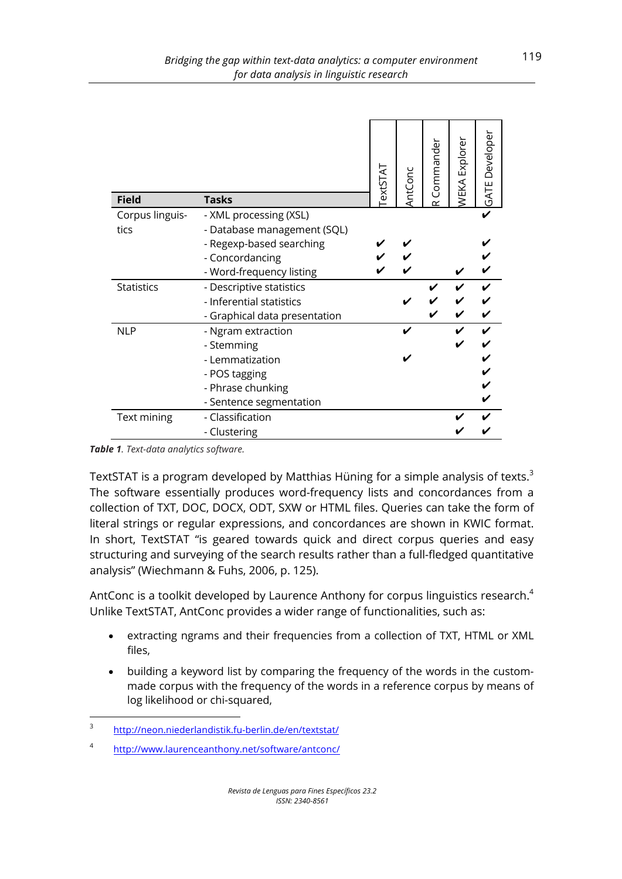| Field | Tasks | TextSTAT | AntConc | R Commander | WEKA Explorer | GATE Developer |
|---|---|---|---|---|---|---|
| Corpus linguistics | - XML processing (XSL) | | | | | ✔ |
| | - Database management (SQL) | | | | | |
| | - Regexp-based searching | ✔ | ✔ | | | ✔ |
| | - Concordancing | ✔ | ✔ | | | ✔ |
| | - Word-frequency listing | ✔ | ✔ | | ✔ | ✔ |
| Statistics | - Descriptive statistics | | | ✔ | ✔ | ✔ |
| | - Inferential statistics | | ✔ | ✔ | ✔ | ✔ |
| | - Graphical data presentation | | | ✔ | ✔ | ✔ |
| NLP | - Ngram extraction | | ✔ | | ✔ | ✔ |
| | - Stemming | | | | ✔ | ✔ |
| | - Lemmatization | | ✔ | | | ✔ |
| | - POS tagging | | | | | ✔ |
| | - Phrase chunking | | | | | ✔ |
| | - Sentence segmentation | | | | | ✔ |
| Text mining | - Classification | | | | ✔ | ✔ |
| | - Clustering | | | | ✔ | ✔ |

***Table 1**. Text-data analytics software.*

TextSTAT is a program developed by Matthias Hüning for a simple analysis of texts.[3] The software essentially produces word-frequency lists and concordances from a collection of TXT, DOC, DOCX, ODT, SXW or HTML files. Queries can take the form of literal strings or regular expressions, and concordances are shown in KWIC format. In short, TextSTAT "is geared towards quick and direct corpus queries and easy structuring and surveying of the search results rather than a full-fledged quantitative analysis" (Wiechmann & Fuhs, 2006, p. 125).

AntConc is a toolkit developed by Laurence Anthony for corpus linguistics research.[4] Unlike TextSTAT, AntConc provides a wider range of functionalities, such as:

- extracting ngrams and their frequencies from a collection of TXT, HTML or XML files,
- building a keyword list by comparing the frequency of the words in the custom-made corpus with the frequency of the words in a reference corpus by means of log likelihood or chi-squared,

[3] http://neon.niederlandistik.fu-berlin.de/en/textstat/

[4] http://www.laurenceanthony.net/software/antconc/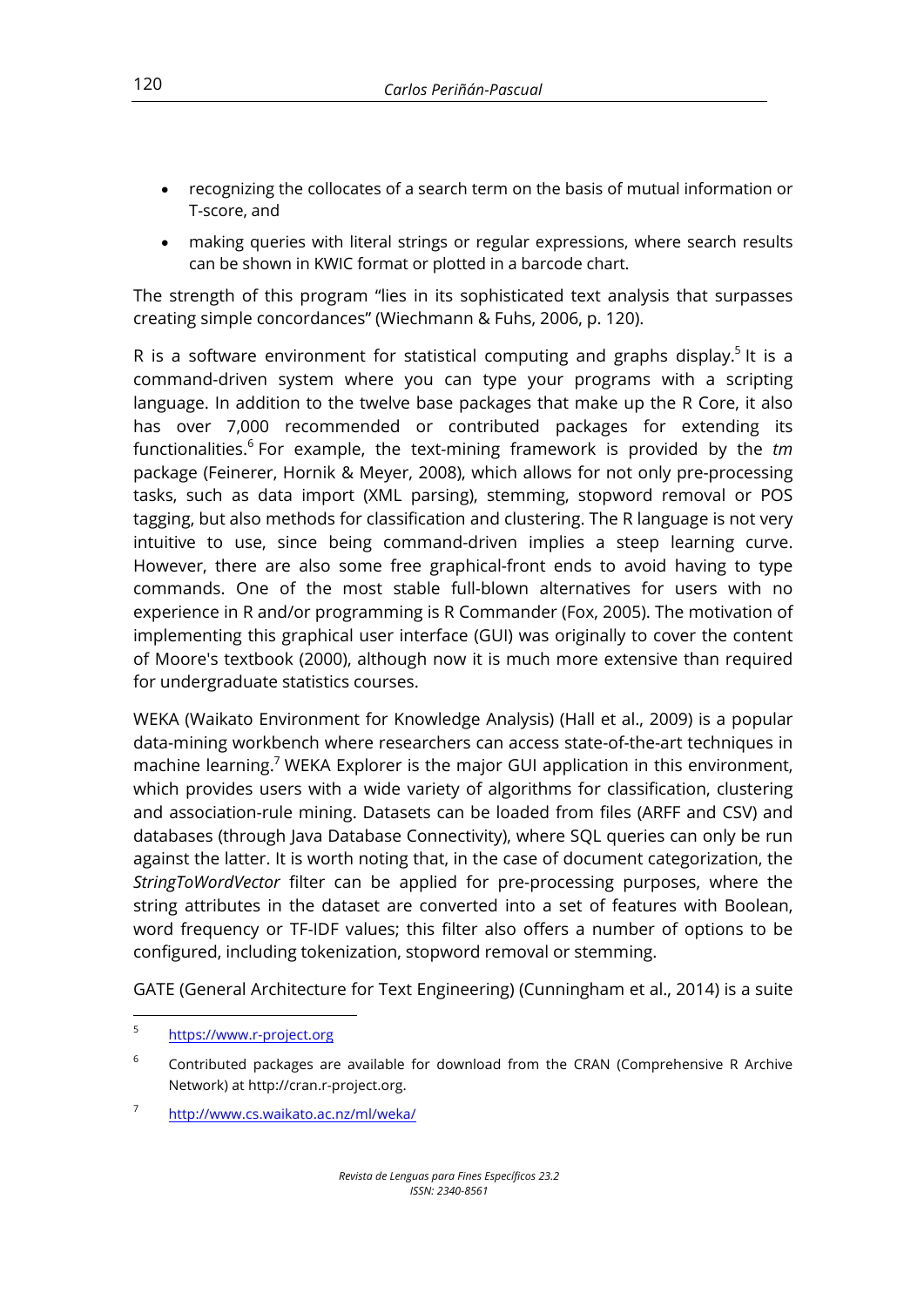- recognizing the collocates of a search term on the basis of mutual information or T-score, and
- making queries with literal strings or regular expressions, where search results can be shown in KWIC format or plotted in a barcode chart.

The strength of this program "lies in its sophisticated text analysis that surpasses creating simple concordances" (Wiechmann & Fuhs, 2006, p. 120).

R is a software environment for statistical computing and graphs display.[5] It is a command-driven system where you can type your programs with a scripting language. In addition to the twelve base packages that make up the R Core, it also has over 7,000 recommended or contributed packages for extending its functionalities.[6] For example, the text-mining framework is provided by the *tm* package (Feinerer, Hornik & Meyer, 2008), which allows for not only pre-processing tasks, such as data import (XML parsing), stemming, stopword removal or POS tagging, but also methods for classification and clustering. The R language is not very intuitive to use, since being command-driven implies a steep learning curve. However, there are also some free graphical-front ends to avoid having to type commands. One of the most stable full-blown alternatives for users with no experience in R and/or programming is R Commander (Fox, 2005). The motivation of implementing this graphical user interface (GUI) was originally to cover the content of Moore's textbook (2000), although now it is much more extensive than required for undergraduate statistics courses.

WEKA (Waikato Environment for Knowledge Analysis) (Hall et al., 2009) is a popular data-mining workbench where researchers can access state-of-the-art techniques in machine learning.[7] WEKA Explorer is the major GUI application in this environment, which provides users with a wide variety of algorithms for classification, clustering and association-rule mining. Datasets can be loaded from files (ARFF and CSV) and databases (through Java Database Connectivity), where SQL queries can only be run against the latter. It is worth noting that, in the case of document categorization, the *StringToWordVector* filter can be applied for pre-processing purposes, where the string attributes in the dataset are converted into a set of features with Boolean, word frequency or TF-IDF values; this filter also offers a number of options to be configured, including tokenization, stopword removal or stemming.

GATE (General Architecture for Text Engineering) (Cunningham et al., 2014) is a suite

---

[5] https://www.r-project.org

[6] Contributed packages are available for download from the CRAN (Comprehensive R Archive Network) at http://cran.r-project.org.

[7] http://www.cs.waikato.ac.nz/ml/weka/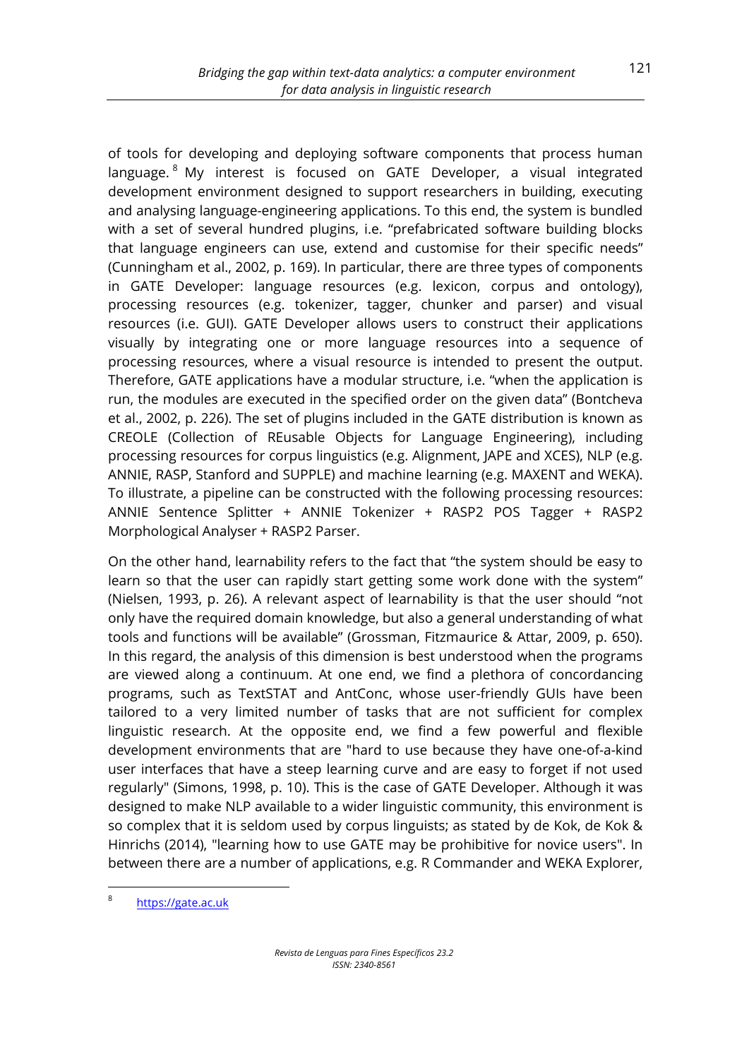of tools for developing and deploying software components that process human language.[8] My interest is focused on GATE Developer, a visual integrated development environment designed to support researchers in building, executing and analysing language-engineering applications. To this end, the system is bundled with a set of several hundred plugins, i.e. "prefabricated software building blocks that language engineers can use, extend and customise for their specific needs" (Cunningham et al., 2002, p. 169). In particular, there are three types of components in GATE Developer: language resources (e.g. lexicon, corpus and ontology), processing resources (e.g. tokenizer, tagger, chunker and parser) and visual resources (i.e. GUI). GATE Developer allows users to construct their applications visually by integrating one or more language resources into a sequence of processing resources, where a visual resource is intended to present the output. Therefore, GATE applications have a modular structure, i.e. "when the application is run, the modules are executed in the specified order on the given data" (Bontcheva et al., 2002, p. 226). The set of plugins included in the GATE distribution is known as CREOLE (Collection of REusable Objects for Language Engineering), including processing resources for corpus linguistics (e.g. Alignment, JAPE and XCES), NLP (e.g. ANNIE, RASP, Stanford and SUPPLE) and machine learning (e.g. MAXENT and WEKA). To illustrate, a pipeline can be constructed with the following processing resources: ANNIE Sentence Splitter + ANNIE Tokenizer + RASP2 POS Tagger + RASP2 Morphological Analyser + RASP2 Parser.

On the other hand, learnability refers to the fact that "the system should be easy to learn so that the user can rapidly start getting some work done with the system" (Nielsen, 1993, p. 26). A relevant aspect of learnability is that the user should "not only have the required domain knowledge, but also a general understanding of what tools and functions will be available" (Grossman, Fitzmaurice & Attar, 2009, p. 650). In this regard, the analysis of this dimension is best understood when the programs are viewed along a continuum. At one end, we find a plethora of concordancing programs, such as TextSTAT and AntConc, whose user-friendly GUIs have been tailored to a very limited number of tasks that are not sufficient for complex linguistic research. At the opposite end, we find a few powerful and flexible development environments that are "hard to use because they have one-of-a-kind user interfaces that have a steep learning curve and are easy to forget if not used regularly" (Simons, 1998, p. 10). This is the case of GATE Developer. Although it was designed to make NLP available to a wider linguistic community, this environment is so complex that it is seldom used by corpus linguists; as stated by de Kok, de Kok & Hinrichs (2014), "learning how to use GATE may be prohibitive for novice users". In between there are a number of applications, e.g. R Commander and WEKA Explorer,

[8] https://gate.ac.uk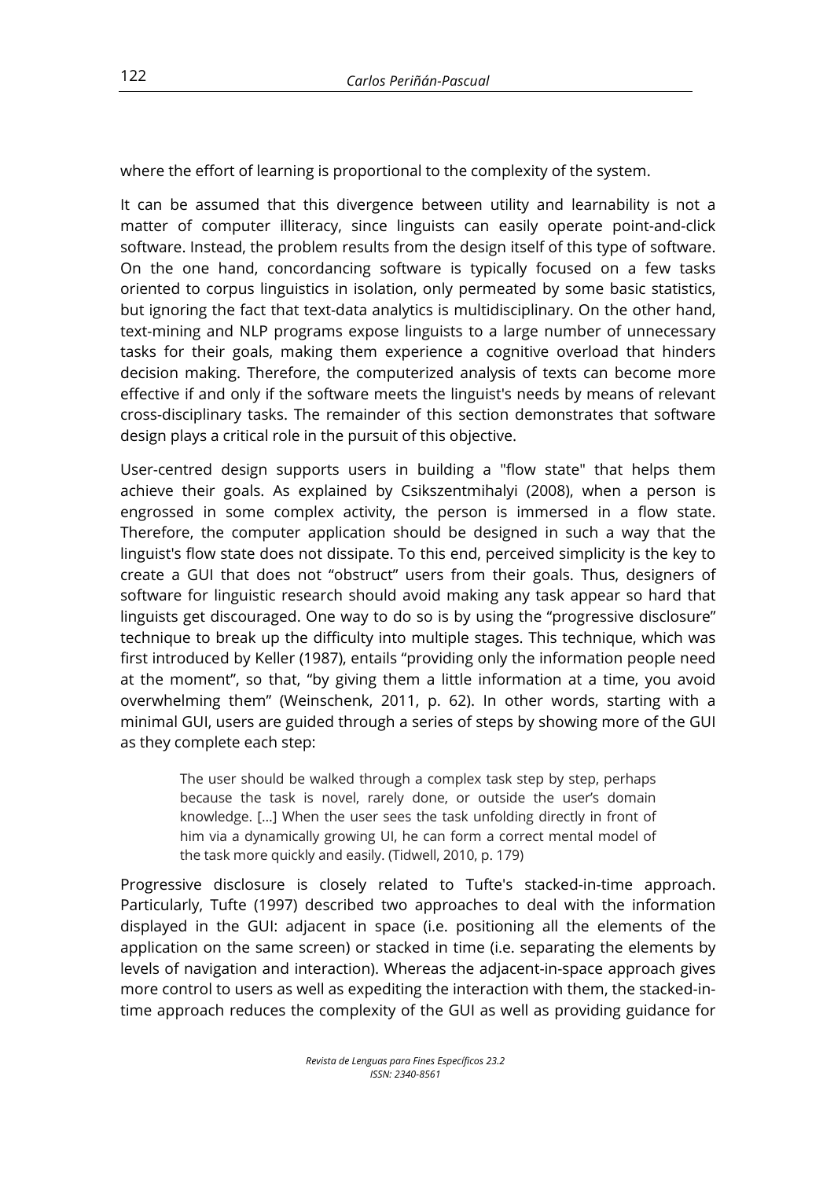where the effort of learning is proportional to the complexity of the system.

It can be assumed that this divergence between utility and learnability is not a matter of computer illiteracy, since linguists can easily operate point-and-click software. Instead, the problem results from the design itself of this type of software. On the one hand, concordancing software is typically focused on a few tasks oriented to corpus linguistics in isolation, only permeated by some basic statistics, but ignoring the fact that text-data analytics is multidisciplinary. On the other hand, text-mining and NLP programs expose linguists to a large number of unnecessary tasks for their goals, making them experience a cognitive overload that hinders decision making. Therefore, the computerized analysis of texts can become more effective if and only if the software meets the linguist's needs by means of relevant cross-disciplinary tasks. The remainder of this section demonstrates that software design plays a critical role in the pursuit of this objective.

User-centred design supports users in building a "flow state" that helps them achieve their goals. As explained by Csikszentmihalyi (2008), when a person is engrossed in some complex activity, the person is immersed in a flow state. Therefore, the computer application should be designed in such a way that the linguist's flow state does not dissipate. To this end, perceived simplicity is the key to create a GUI that does not "obstruct" users from their goals. Thus, designers of software for linguistic research should avoid making any task appear so hard that linguists get discouraged. One way to do so is by using the "progressive disclosure" technique to break up the difficulty into multiple stages. This technique, which was first introduced by Keller (1987), entails "providing only the information people need at the moment", so that, "by giving them a little information at a time, you avoid overwhelming them" (Weinschenk, 2011, p. 62). In other words, starting with a minimal GUI, users are guided through a series of steps by showing more of the GUI as they complete each step:

> The user should be walked through a complex task step by step, perhaps because the task is novel, rarely done, or outside the user's domain knowledge. [...] When the user sees the task unfolding directly in front of him via a dynamically growing UI, he can form a correct mental model of the task more quickly and easily. (Tidwell, 2010, p. 179)

Progressive disclosure is closely related to Tufte's stacked-in-time approach. Particularly, Tufte (1997) described two approaches to deal with the information displayed in the GUI: adjacent in space (i.e. positioning all the elements of the application on the same screen) or stacked in time (i.e. separating the elements by levels of navigation and interaction). Whereas the adjacent-in-space approach gives more control to users as well as expediting the interaction with them, the stacked-in-time approach reduces the complexity of the GUI as well as providing guidance for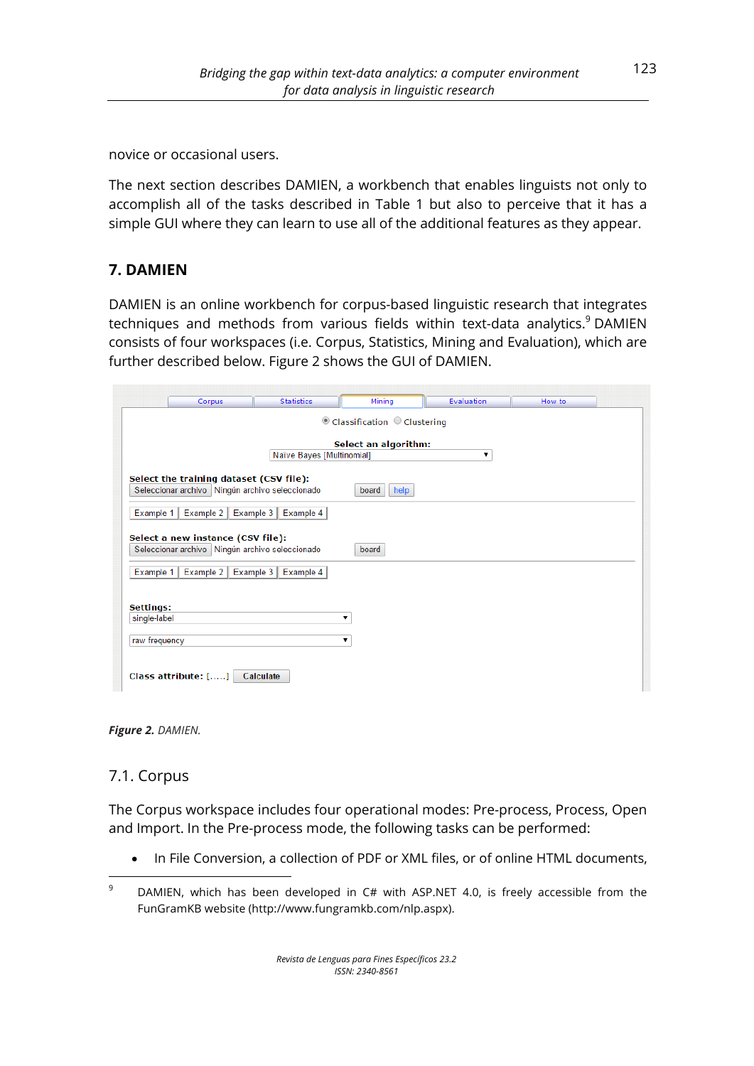novice or occasional users.

The next section describes DAMIEN, a workbench that enables linguists not only to accomplish all of the tasks described in Table 1 but also to perceive that it has a simple GUI where they can learn to use all of the additional features as they appear.

## 7. DAMIEN

DAMIEN is an online workbench for corpus-based linguistic research that integrates techniques and methods from various fields within text-data analytics.[9] DAMIEN consists of four workspaces (i.e. Corpus, Statistics, Mining and Evaluation), which are further described below. Figure 2 shows the GUI of DAMIEN.

***Figure 2.*** *DAMIEN.*

### 7.1. Corpus

The Corpus workspace includes four operational modes: Pre-process, Process, Open and Import. In the Pre-process mode, the following tasks can be performed:

- In File Conversion, a collection of PDF or XML files, or of online HTML documents,

---

[9] DAMIEN, which has been developed in C# with ASP.NET 4.0, is freely accessible from the FunGramKB website (http://www.fungramkb.com/nlp.aspx).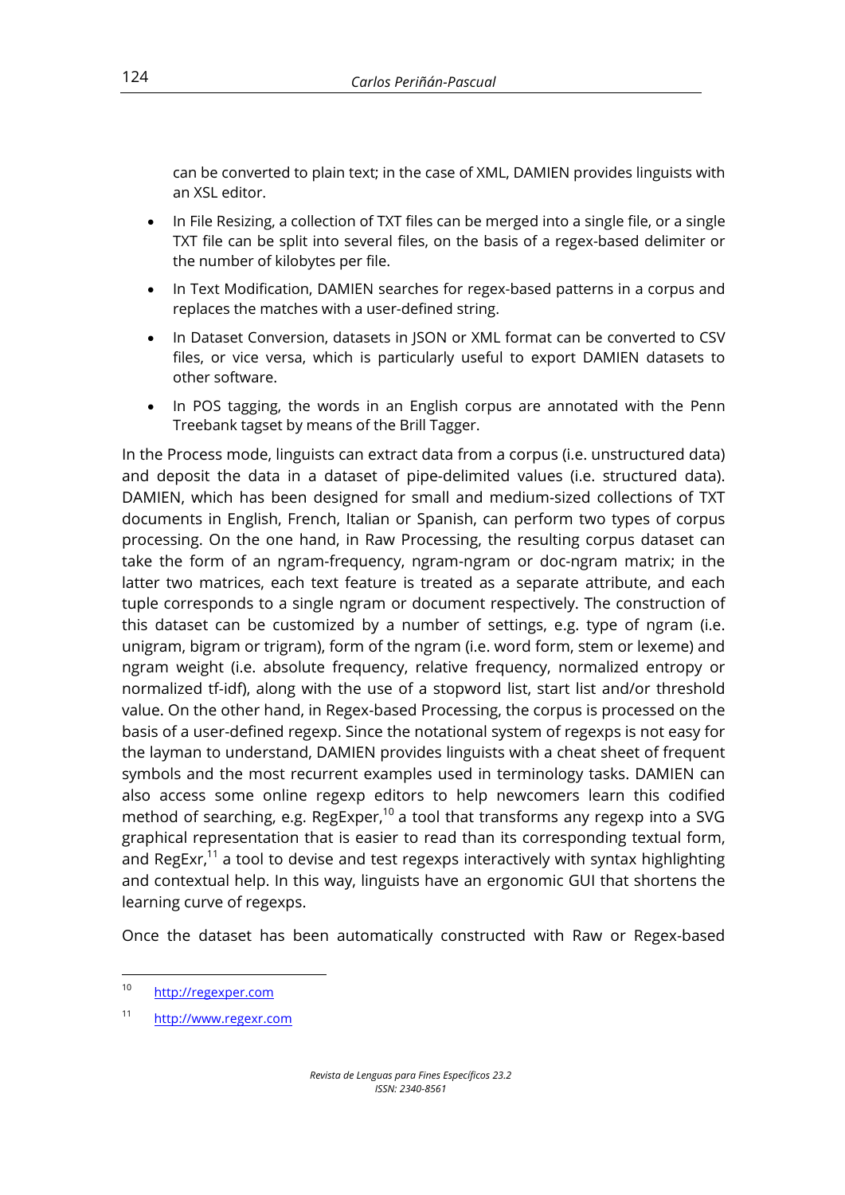can be converted to plain text; in the case of XML, DAMIEN provides linguists with an XSL editor.

- In File Resizing, a collection of TXT files can be merged into a single file, or a single TXT file can be split into several files, on the basis of a regex-based delimiter or the number of kilobytes per file.
- In Text Modification, DAMIEN searches for regex-based patterns in a corpus and replaces the matches with a user-defined string.
- In Dataset Conversion, datasets in JSON or XML format can be converted to CSV files, or vice versa, which is particularly useful to export DAMIEN datasets to other software.
- In POS tagging, the words in an English corpus are annotated with the Penn Treebank tagset by means of the Brill Tagger.

In the Process mode, linguists can extract data from a corpus (i.e. unstructured data) and deposit the data in a dataset of pipe-delimited values (i.e. structured data). DAMIEN, which has been designed for small and medium-sized collections of TXT documents in English, French, Italian or Spanish, can perform two types of corpus processing. On the one hand, in Raw Processing, the resulting corpus dataset can take the form of an ngram-frequency, ngram-ngram or doc-ngram matrix; in the latter two matrices, each text feature is treated as a separate attribute, and each tuple corresponds to a single ngram or document respectively. The construction of this dataset can be customized by a number of settings, e.g. type of ngram (i.e. unigram, bigram or trigram), form of the ngram (i.e. word form, stem or lexeme) and ngram weight (i.e. absolute frequency, relative frequency, normalized entropy or normalized tf-idf), along with the use of a stopword list, start list and/or threshold value. On the other hand, in Regex-based Processing, the corpus is processed on the basis of a user-defined regexp. Since the notational system of regexps is not easy for the layman to understand, DAMIEN provides linguists with a cheat sheet of frequent symbols and the most recurrent examples used in terminology tasks. DAMIEN can also access some online regexp editors to help newcomers learn this codified method of searching, e.g. RegExper,[10] a tool that transforms any regexp into a SVG graphical representation that is easier to read than its corresponding textual form, and RegExr,[11] a tool to devise and test regexps interactively with syntax highlighting and contextual help. In this way, linguists have an ergonomic GUI that shortens the learning curve of regexps.

Once the dataset has been automatically constructed with Raw or Regex-based

[10] http://regexper.com

[11] http://www.regexr.com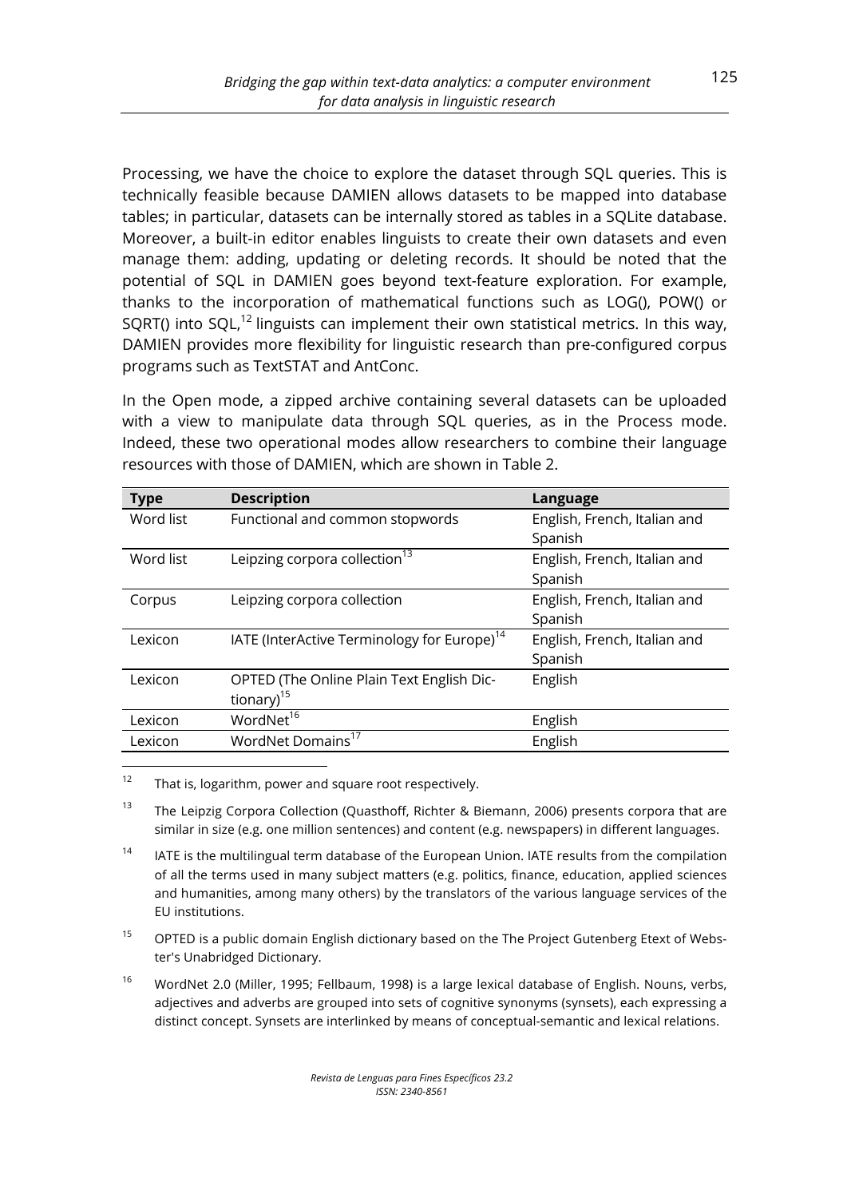Processing, we have the choice to explore the dataset through SQL queries. This is technically feasible because DAMIEN allows datasets to be mapped into database tables; in particular, datasets can be internally stored as tables in a SQLite database. Moreover, a built-in editor enables linguists to create their own datasets and even manage them: adding, updating or deleting records. It should be noted that the potential of SQL in DAMIEN goes beyond text-feature exploration. For example, thanks to the incorporation of mathematical functions such as LOG(), POW() or SQRT() into SQL,[12] linguists can implement their own statistical metrics. In this way, DAMIEN provides more flexibility for linguistic research than pre-configured corpus programs such as TextSTAT and AntConc.

In the Open mode, a zipped archive containing several datasets can be uploaded with a view to manipulate data through SQL queries, as in the Process mode. Indeed, these two operational modes allow researchers to combine their language resources with those of DAMIEN, which are shown in Table 2.

| Type | Description | Language |
|---|---|---|
| Word list | Functional and common stopwords | English, French, Italian and Spanish |
| Word list | Leipzing corpora collection[13] | English, French, Italian and Spanish |
| Corpus | Leipzing corpora collection | English, French, Italian and Spanish |
| Lexicon | IATE (InterActive Terminology for Europe)[14] | English, French, Italian and Spanish |
| Lexicon | OPTED (The Online Plain Text English Dictionary)[15] | English |
| Lexicon | WordNet[16] | English |
| Lexicon | WordNet Domains[17] | English |

[12] That is, logarithm, power and square root respectively.

[13] The Leipzig Corpora Collection (Quasthoff, Richter & Biemann, 2006) presents corpora that are similar in size (e.g. one million sentences) and content (e.g. newspapers) in different languages.

[14] IATE is the multilingual term database of the European Union. IATE results from the compilation of all the terms used in many subject matters (e.g. politics, finance, education, applied sciences and humanities, among many others) by the translators of the various language services of the EU institutions.

[15] OPTED is a public domain English dictionary based on the The Project Gutenberg Etext of Webster's Unabridged Dictionary.

[16] WordNet 2.0 (Miller, 1995; Fellbaum, 1998) is a large lexical database of English. Nouns, verbs, adjectives and adverbs are grouped into sets of cognitive synonyms (synsets), each expressing a distinct concept. Synsets are interlinked by means of conceptual-semantic and lexical relations.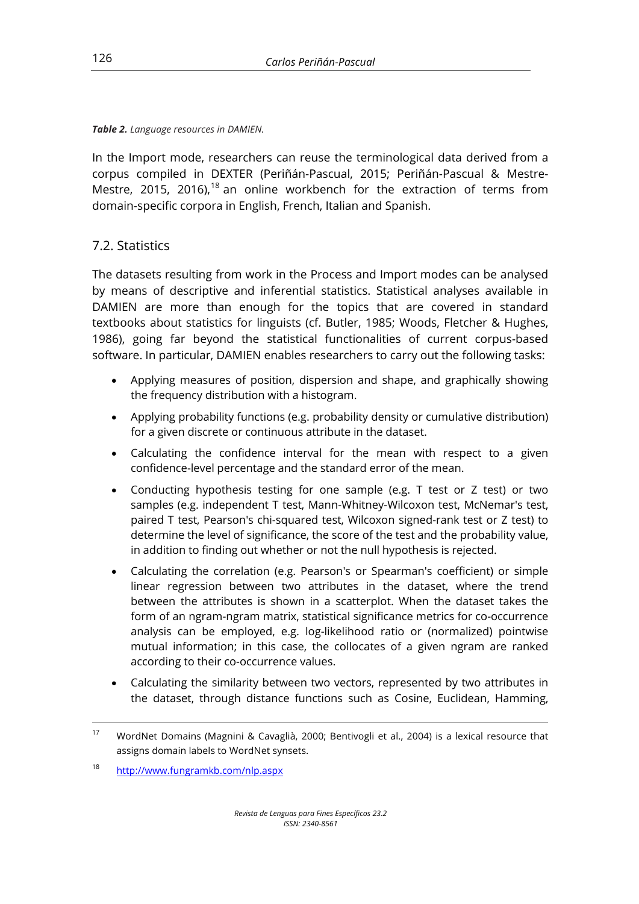***Table 2.*** *Language resources in DAMIEN.*

In the Import mode, researchers can reuse the terminological data derived from a corpus compiled in DEXTER (Periñán-Pascual, 2015; Periñán-Pascual & Mestre-Mestre, 2015, 2016),[18] an online workbench for the extraction of terms from domain-specific corpora in English, French, Italian and Spanish.

## 7.2. Statistics

The datasets resulting from work in the Process and Import modes can be analysed by means of descriptive and inferential statistics. Statistical analyses available in DAMIEN are more than enough for the topics that are covered in standard textbooks about statistics for linguists (cf. Butler, 1985; Woods, Fletcher & Hughes, 1986), going far beyond the statistical functionalities of current corpus-based software. In particular, DAMIEN enables researchers to carry out the following tasks:

- Applying measures of position, dispersion and shape, and graphically showing the frequency distribution with a histogram.
- Applying probability functions (e.g. probability density or cumulative distribution) for a given discrete or continuous attribute in the dataset.
- Calculating the confidence interval for the mean with respect to a given confidence-level percentage and the standard error of the mean.
- Conducting hypothesis testing for one sample (e.g. T test or Z test) or two samples (e.g. independent T test, Mann-Whitney-Wilcoxon test, McNemar's test, paired T test, Pearson's chi-squared test, Wilcoxon signed-rank test or Z test) to determine the level of significance, the score of the test and the probability value, in addition to finding out whether or not the null hypothesis is rejected.
- Calculating the correlation (e.g. Pearson's or Spearman's coefficient) or simple linear regression between two attributes in the dataset, where the trend between the attributes is shown in a scatterplot. When the dataset takes the form of an ngram-ngram matrix, statistical significance metrics for co-occurrence analysis can be employed, e.g. log-likelihood ratio or (normalized) pointwise mutual information; in this case, the collocates of a given ngram are ranked according to their co-occurrence values.
- Calculating the similarity between two vectors, represented by two attributes in the dataset, through distance functions such as Cosine, Euclidean, Hamming,

[17] WordNet Domains (Magnini & Cavaglià, 2000; Bentivogli et al., 2004) is a lexical resource that assigns domain labels to WordNet synsets.

[18] http://www.fungramkb.com/nlp.aspx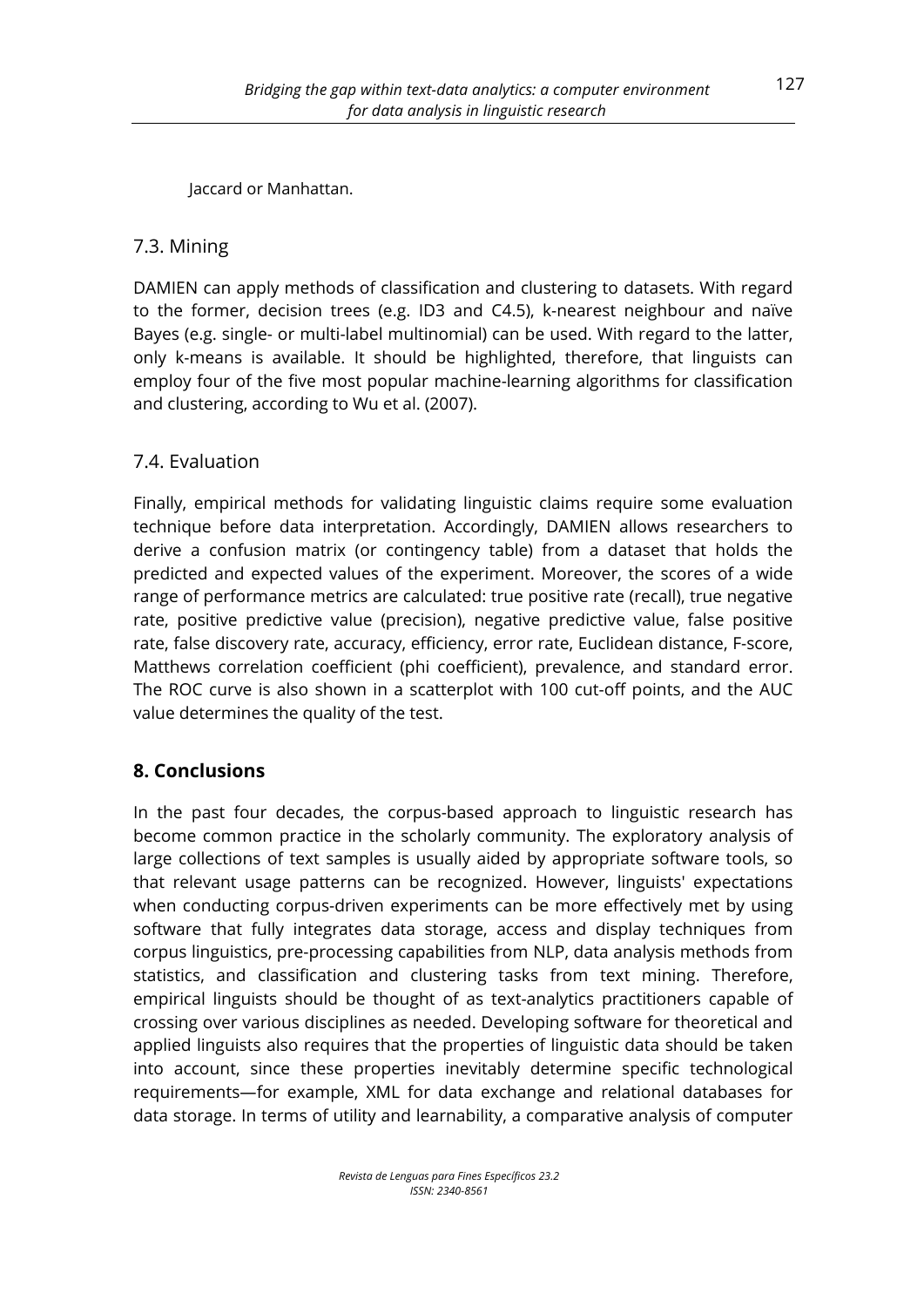Jaccard or Manhattan.

### 7.3. Mining

DAMIEN can apply methods of classification and clustering to datasets. With regard to the former, decision trees (e.g. ID3 and C4.5), k-nearest neighbour and naïve Bayes (e.g. single- or multi-label multinomial) can be used. With regard to the latter, only k-means is available. It should be highlighted, therefore, that linguists can employ four of the five most popular machine-learning algorithms for classification and clustering, according to Wu et al. (2007).

### 7.4. Evaluation

Finally, empirical methods for validating linguistic claims require some evaluation technique before data interpretation. Accordingly, DAMIEN allows researchers to derive a confusion matrix (or contingency table) from a dataset that holds the predicted and expected values of the experiment. Moreover, the scores of a wide range of performance metrics are calculated: true positive rate (recall), true negative rate, positive predictive value (precision), negative predictive value, false positive rate, false discovery rate, accuracy, efficiency, error rate, Euclidean distance, F-score, Matthews correlation coefficient (phi coefficient), prevalence, and standard error. The ROC curve is also shown in a scatterplot with 100 cut-off points, and the AUC value determines the quality of the test.

## 8. Conclusions

In the past four decades, the corpus-based approach to linguistic research has become common practice in the scholarly community. The exploratory analysis of large collections of text samples is usually aided by appropriate software tools, so that relevant usage patterns can be recognized. However, linguists' expectations when conducting corpus-driven experiments can be more effectively met by using software that fully integrates data storage, access and display techniques from corpus linguistics, pre-processing capabilities from NLP, data analysis methods from statistics, and classification and clustering tasks from text mining. Therefore, empirical linguists should be thought of as text-analytics practitioners capable of crossing over various disciplines as needed. Developing software for theoretical and applied linguists also requires that the properties of linguistic data should be taken into account, since these properties inevitably determine specific technological requirements—for example, XML for data exchange and relational databases for data storage. In terms of utility and learnability, a comparative analysis of computer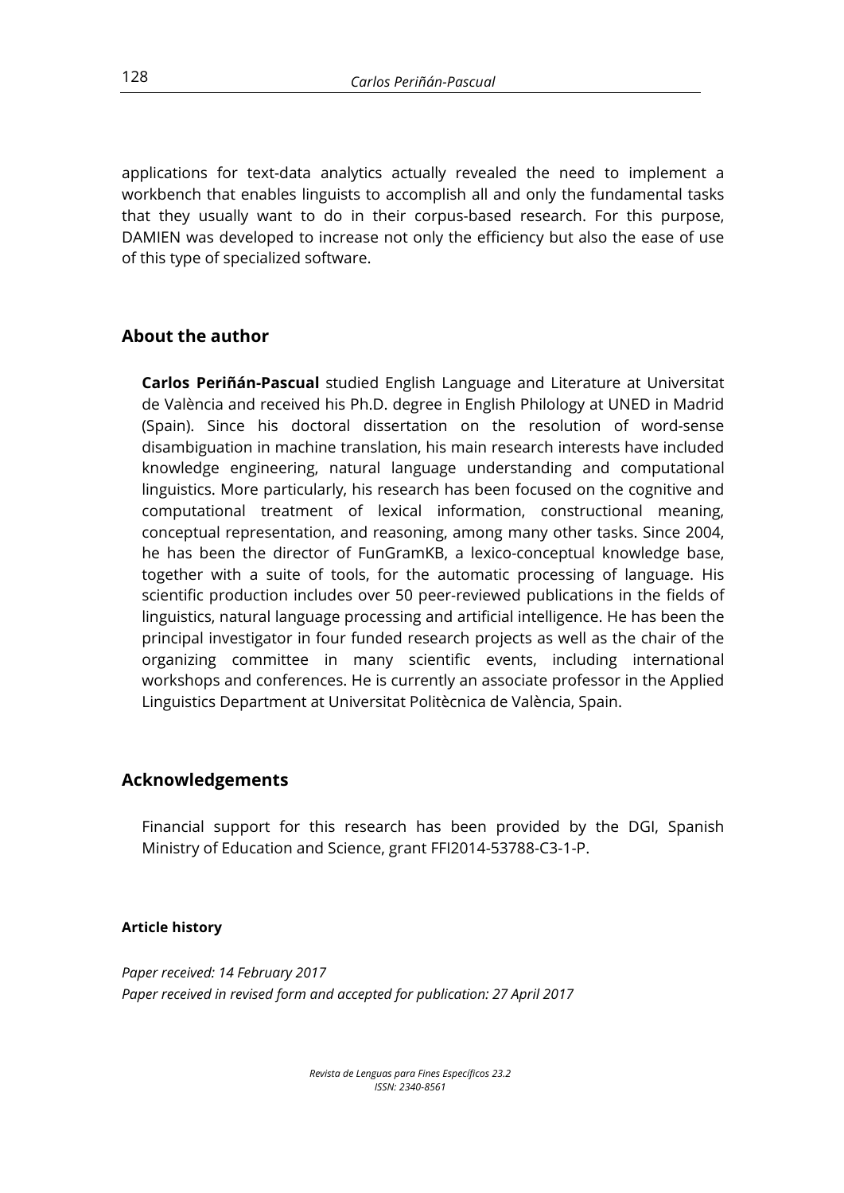applications for text-data analytics actually revealed the need to implement a workbench that enables linguists to accomplish all and only the fundamental tasks that they usually want to do in their corpus-based research. For this purpose, DAMIEN was developed to increase not only the efficiency but also the ease of use of this type of specialized software.

## About the author

**Carlos Periñán-Pascual** studied English Language and Literature at Universitat de València and received his Ph.D. degree in English Philology at UNED in Madrid (Spain). Since his doctoral dissertation on the resolution of word-sense disambiguation in machine translation, his main research interests have included knowledge engineering, natural language understanding and computational linguistics. More particularly, his research has been focused on the cognitive and computational treatment of lexical information, constructional meaning, conceptual representation, and reasoning, among many other tasks. Since 2004, he has been the director of FunGramKB, a lexico-conceptual knowledge base, together with a suite of tools, for the automatic processing of language. His scientific production includes over 50 peer-reviewed publications in the fields of linguistics, natural language processing and artificial intelligence. He has been the principal investigator in four funded research projects as well as the chair of the organizing committee in many scientific events, including international workshops and conferences. He is currently an associate professor in the Applied Linguistics Department at Universitat Politècnica de València, Spain.

## Acknowledgements

Financial support for this research has been provided by the DGI, Spanish Ministry of Education and Science, grant FFI2014-53788-C3-1-P.

#### Article history

*Paper received: 14 February 2017*
*Paper received in revised form and accepted for publication: 27 April 2017*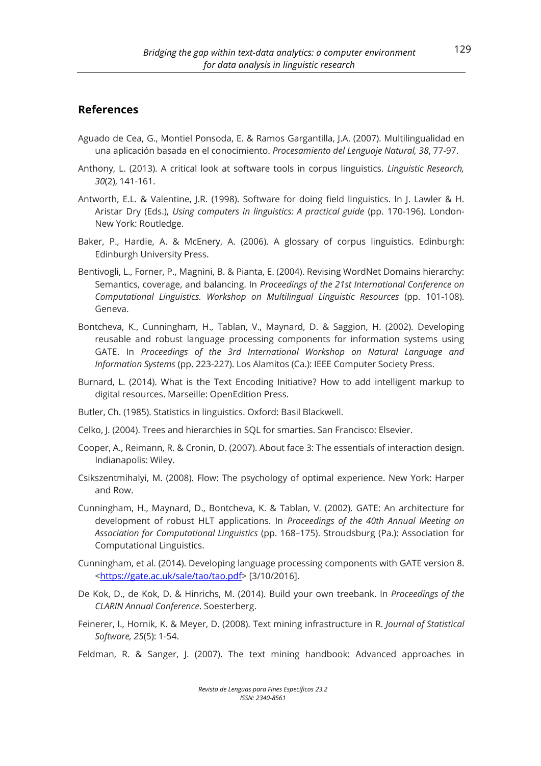## References

Aguado de Cea, G., Montiel Ponsoda, E. & Ramos Gargantilla, J.A. (2007). Multilingualidad en una aplicación basada en el conocimiento. *Procesamiento del Lenguaje Natural, 38*, 77-97.

Anthony, L. (2013). A critical look at software tools in corpus linguistics. *Linguistic Research, 30*(2), 141-161.

Antworth, E.L. & Valentine, J.R. (1998). Software for doing field linguistics. In J. Lawler & H. Aristar Dry (Eds.), *Using computers in linguistics: A practical guide* (pp. 170-196). London-New York: Routledge.

Baker, P., Hardie, A. & McEnery, A. (2006). A glossary of corpus linguistics. Edinburgh: Edinburgh University Press.

Bentivogli, L., Forner, P., Magnini, B. & Pianta, E. (2004). Revising WordNet Domains hierarchy: Semantics, coverage, and balancing. In *Proceedings of the 21st International Conference on Computational Linguistics. Workshop on Multilingual Linguistic Resources* (pp. 101-108). Geneva.

Bontcheva, K., Cunningham, H., Tablan, V., Maynard, D. & Saggion, H. (2002). Developing reusable and robust language processing components for information systems using GATE. In *Proceedings of the 3rd International Workshop on Natural Language and Information Systems* (pp. 223-227). Los Alamitos (Ca.): IEEE Computer Society Press.

Burnard, L. (2014). What is the Text Encoding Initiative? How to add intelligent markup to digital resources. Marseille: OpenEdition Press.

Butler, Ch. (1985). Statistics in linguistics. Oxford: Basil Blackwell.

Celko, J. (2004). Trees and hierarchies in SQL for smarties. San Francisco: Elsevier.

Cooper, A., Reimann, R. & Cronin, D. (2007). About face 3: The essentials of interaction design. Indianapolis: Wiley.

Csikszentmihalyi, M. (2008). Flow: The psychology of optimal experience. New York: Harper and Row.

Cunningham, H., Maynard, D., Bontcheva, K. & Tablan, V. (2002). GATE: An architecture for development of robust HLT applications. In *Proceedings of the 40th Annual Meeting on Association for Computational Linguistics* (pp. 168–175). Stroudsburg (Pa.): Association for Computational Linguistics.

Cunningham, et al. (2014). Developing language processing components with GATE version 8. <https://gate.ac.uk/sale/tao/tao.pdf> [3/10/2016].

De Kok, D., de Kok, D. & Hinrichs, M. (2014). Build your own treebank. In *Proceedings of the CLARIN Annual Conference*. Soesterberg.

Feinerer, I., Hornik, K. & Meyer, D. (2008). Text mining infrastructure in R. *Journal of Statistical Software, 25*(5): 1-54.

Feldman, R. & Sanger, J. (2007). The text mining handbook: Advanced approaches in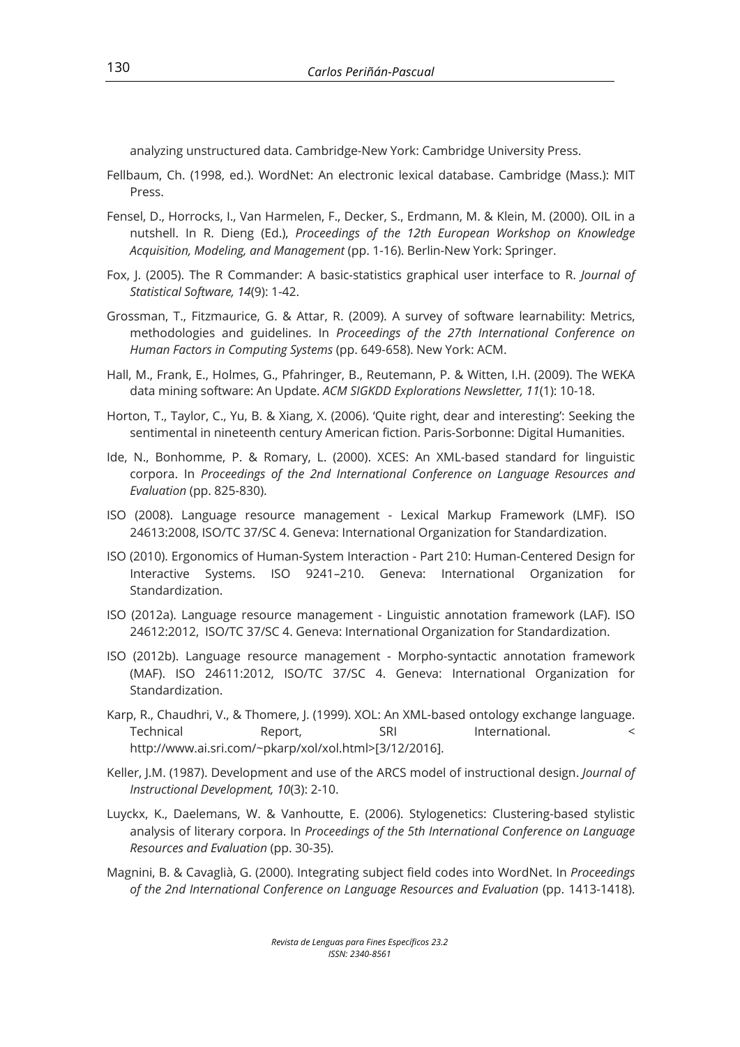analyzing unstructured data. Cambridge-New York: Cambridge University Press.

Fellbaum, Ch. (1998, ed.). WordNet: An electronic lexical database. Cambridge (Mass.): MIT Press.

Fensel, D., Horrocks, I., Van Harmelen, F., Decker, S., Erdmann, M. & Klein, M. (2000). OIL in a nutshell. In R. Dieng (Ed.), *Proceedings of the 12th European Workshop on Knowledge Acquisition, Modeling, and Management* (pp. 1-16). Berlin-New York: Springer.

Fox, J. (2005). The R Commander: A basic-statistics graphical user interface to R. *Journal of Statistical Software, 14*(9): 1-42.

Grossman, T., Fitzmaurice, G. & Attar, R. (2009). A survey of software learnability: Metrics, methodologies and guidelines. In *Proceedings of the 27th International Conference on Human Factors in Computing Systems* (pp. 649-658). New York: ACM.

Hall, M., Frank, E., Holmes, G., Pfahringer, B., Reutemann, P. & Witten, I.H. (2009). The WEKA data mining software: An Update. *ACM SIGKDD Explorations Newsletter, 11*(1): 10-18.

Horton, T., Taylor, C., Yu, B. & Xiang, X. (2006). 'Quite right, dear and interesting': Seeking the sentimental in nineteenth century American fiction. Paris-Sorbonne: Digital Humanities.

Ide, N., Bonhomme, P. & Romary, L. (2000). XCES: An XML-based standard for linguistic corpora. In *Proceedings of the 2nd International Conference on Language Resources and Evaluation* (pp. 825-830).

ISO (2008). Language resource management - Lexical Markup Framework (LMF). ISO 24613:2008, ISO/TC 37/SC 4. Geneva: International Organization for Standardization.

ISO (2010). Ergonomics of Human-System Interaction - Part 210: Human-Centered Design for Interactive Systems. ISO 9241–210. Geneva: International Organization for Standardization.

ISO (2012a). Language resource management - Linguistic annotation framework (LAF). ISO 24612:2012, ISO/TC 37/SC 4. Geneva: International Organization for Standardization.

ISO (2012b). Language resource management - Morpho-syntactic annotation framework (MAF). ISO 24611:2012, ISO/TC 37/SC 4. Geneva: International Organization for Standardization.

Karp, R., Chaudhri, V., & Thomere, J. (1999). XOL: An XML-based ontology exchange language. Technical Report, SRI International. < http://www.ai.sri.com/~pkarp/xol/xol.html>[3/12/2016].

Keller, J.M. (1987). Development and use of the ARCS model of instructional design. *Journal of Instructional Development, 10*(3): 2-10.

Luyckx, K., Daelemans, W. & Vanhoutte, E. (2006). Stylogenetics: Clustering-based stylistic analysis of literary corpora. In *Proceedings of the 5th International Conference on Language Resources and Evaluation* (pp. 30-35).

Magnini, B. & Cavaglià, G. (2000). Integrating subject field codes into WordNet. In *Proceedings of the 2nd International Conference on Language Resources and Evaluation* (pp. 1413-1418).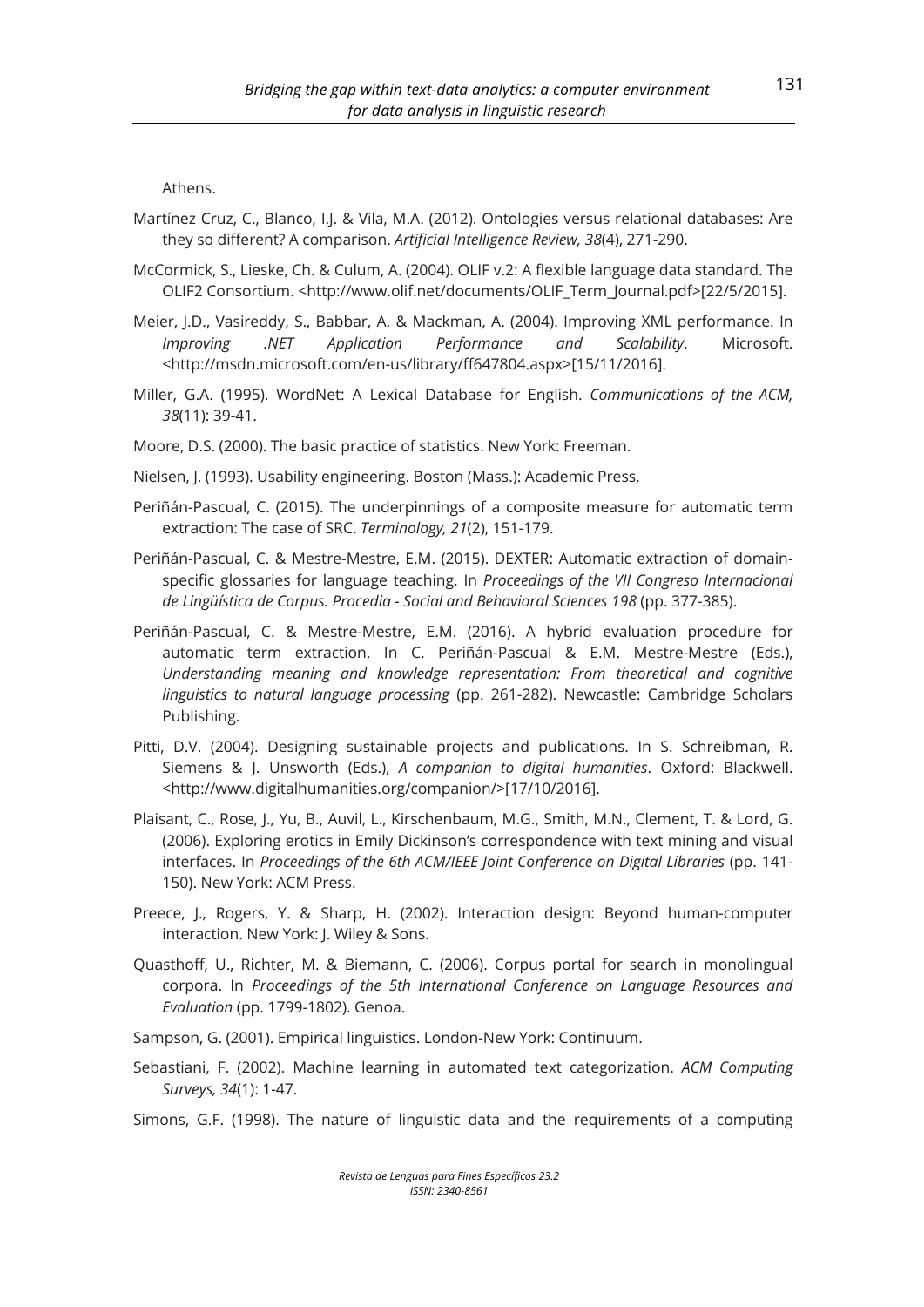Athens.

Martínez Cruz, C., Blanco, I.J. & Vila, M.A. (2012). Ontologies versus relational databases: Are they so different? A comparison. *Artificial Intelligence Review, 38*(4), 271-290.

McCormick, S., Lieske, Ch. & Culum, A. (2004). OLIF v.2: A flexible language data standard. The OLIF2 Consortium. <http://www.olif.net/documents/OLIF_Term_Journal.pdf>[22/5/2015].

Meier, J.D., Vasireddy, S., Babbar, A. & Mackman, A. (2004). Improving XML performance. In *Improving .NET Application Performance and Scalability*. Microsoft. <http://msdn.microsoft.com/en-us/library/ff647804.aspx>[15/11/2016].

Miller, G.A. (1995). WordNet: A Lexical Database for English. *Communications of the ACM, 38*(11): 39-41.

Moore, D.S. (2000). The basic practice of statistics. New York: Freeman.

Nielsen, J. (1993). Usability engineering. Boston (Mass.): Academic Press.

Periñán-Pascual, C. (2015). The underpinnings of a composite measure for automatic term extraction: The case of SRC. *Terminology, 21*(2), 151-179.

Periñán-Pascual, C. & Mestre-Mestre, E.M. (2015). DEXTER: Automatic extraction of domain-specific glossaries for language teaching. In *Proceedings of the VII Congreso Internacional de Lingüística de Corpus. Procedia - Social and Behavioral Sciences 198* (pp. 377-385).

Periñán-Pascual, C. & Mestre-Mestre, E.M. (2016). A hybrid evaluation procedure for automatic term extraction. In C. Periñán-Pascual & E.M. Mestre-Mestre (Eds.), *Understanding meaning and knowledge representation: From theoretical and cognitive linguistics to natural language processing* (pp. 261-282). Newcastle: Cambridge Scholars Publishing.

Pitti, D.V. (2004). Designing sustainable projects and publications. In S. Schreibman, R. Siemens & J. Unsworth (Eds.), *A companion to digital humanities*. Oxford: Blackwell. <http://www.digitalhumanities.org/companion/>[17/10/2016].

Plaisant, C., Rose, J., Yu, B., Auvil, L., Kirschenbaum, M.G., Smith, M.N., Clement, T. & Lord, G. (2006). Exploring erotics in Emily Dickinson's correspondence with text mining and visual interfaces. In *Proceedings of the 6th ACM/IEEE Joint Conference on Digital Libraries* (pp. 141-150). New York: ACM Press.

Preece, J., Rogers, Y. & Sharp, H. (2002). Interaction design: Beyond human-computer interaction. New York: J. Wiley & Sons.

Quasthoff, U., Richter, M. & Biemann, C. (2006). Corpus portal for search in monolingual corpora. In *Proceedings of the 5th International Conference on Language Resources and Evaluation* (pp. 1799-1802). Genoa.

Sampson, G. (2001). Empirical linguistics. London-New York: Continuum.

Sebastiani, F. (2002). Machine learning in automated text categorization. *ACM Computing Surveys, 34*(1): 1-47.

Simons, G.F. (1998). The nature of linguistic data and the requirements of a computing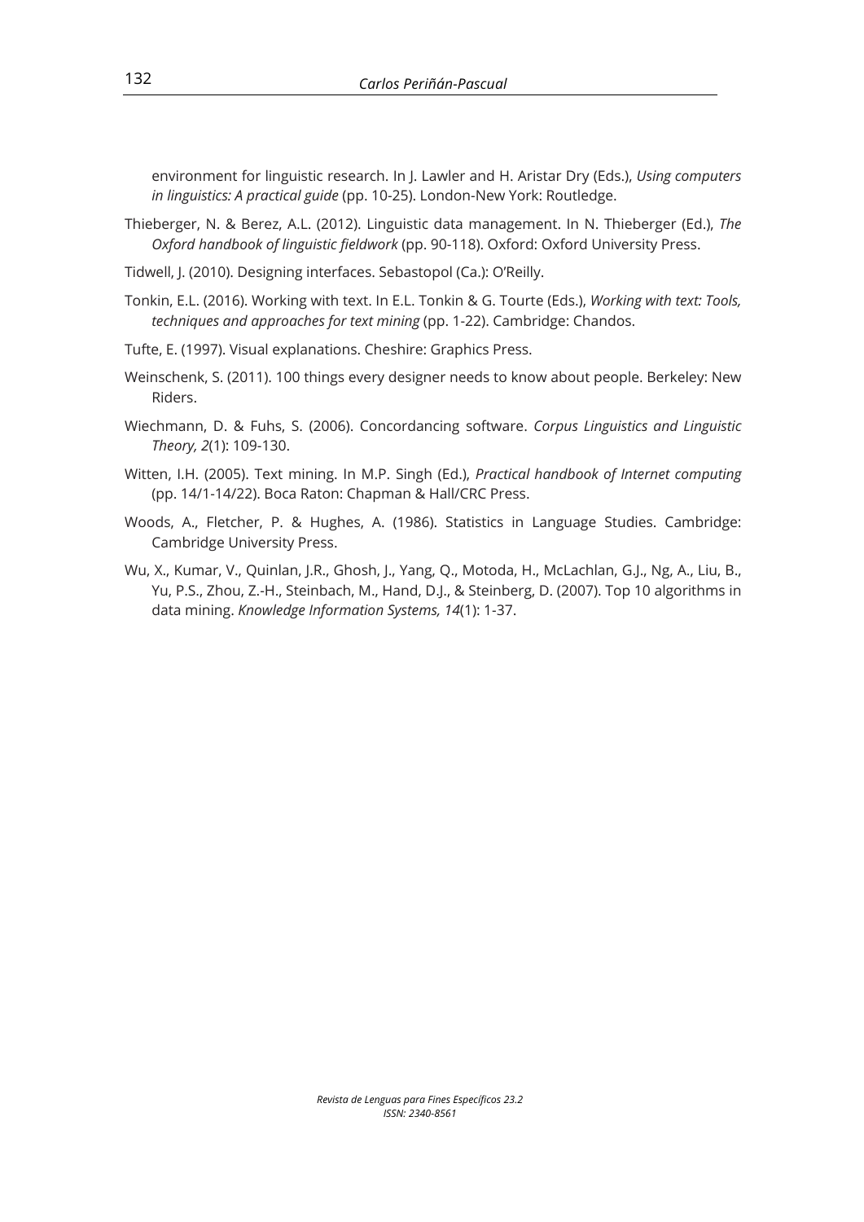environment for linguistic research. In J. Lawler and H. Aristar Dry (Eds.), *Using computers in linguistics: A practical guide* (pp. 10-25). London-New York: Routledge.

Thieberger, N. & Berez, A.L. (2012). Linguistic data management. In N. Thieberger (Ed.), *The Oxford handbook of linguistic fieldwork* (pp. 90-118). Oxford: Oxford University Press.

Tidwell, J. (2010). Designing interfaces. Sebastopol (Ca.): O'Reilly.

Tonkin, E.L. (2016). Working with text. In E.L. Tonkin & G. Tourte (Eds.), *Working with text: Tools, techniques and approaches for text mining* (pp. 1-22). Cambridge: Chandos.

Tufte, E. (1997). Visual explanations. Cheshire: Graphics Press.

Weinschenk, S. (2011). 100 things every designer needs to know about people. Berkeley: New Riders.

Wiechmann, D. & Fuhs, S. (2006). Concordancing software. *Corpus Linguistics and Linguistic Theory, 2*(1): 109-130.

Witten, I.H. (2005). Text mining. In M.P. Singh (Ed.), *Practical handbook of Internet computing* (pp. 14/1-14/22). Boca Raton: Chapman & Hall/CRC Press.

Woods, A., Fletcher, P. & Hughes, A. (1986). Statistics in Language Studies. Cambridge: Cambridge University Press.

Wu, X., Kumar, V., Quinlan, J.R., Ghosh, J., Yang, Q., Motoda, H., McLachlan, G.J., Ng, A., Liu, B., Yu, P.S., Zhou, Z.-H., Steinbach, M., Hand, D.J., & Steinberg, D. (2007). Top 10 algorithms in data mining. *Knowledge Information Systems, 14*(1): 1-37.